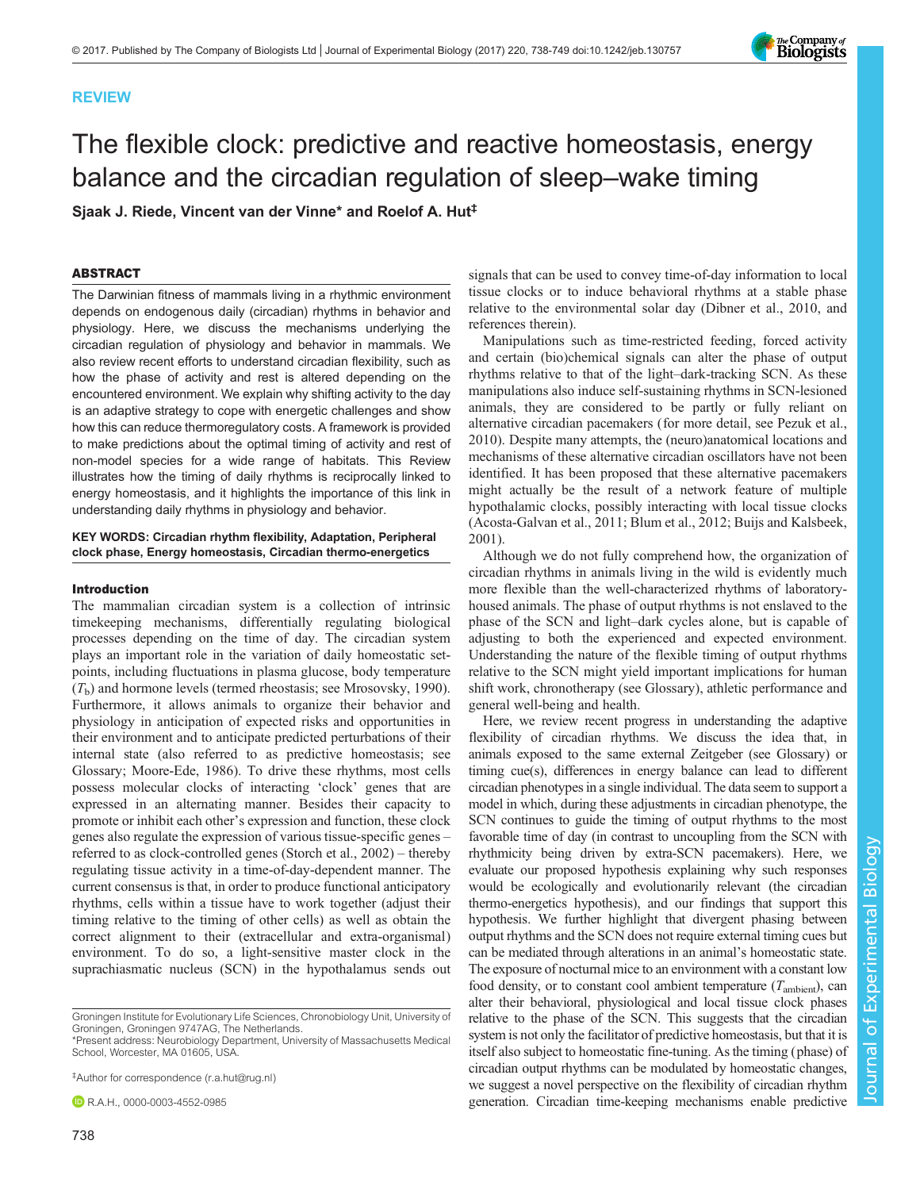REVIEW

# The flexible clock: predictive and reactive homeostasis, energy balance and the circadian regulation of sleep–wake timing

**Sjaak J. Riede, Vincent van der Vinne* and Roelof A. Hut‡**

## ABSTRACT

The Darwinian fitness of mammals living in a rhythmic environment depends on endogenous daily (circadian) rhythms in behavior and physiology. Here, we discuss the mechanisms underlying the circadian regulation of physiology and behavior in mammals. We also review recent efforts to understand circadian flexibility, such as how the phase of activity and rest is altered depending on the encountered environment. We explain why shifting activity to the day is an adaptive strategy to cope with energetic challenges and show how this can reduce thermoregulatory costs. A framework is provided to make predictions about the optimal timing of activity and rest of non-model species for a wide range of habitats. This Review illustrates how the timing of daily rhythms is reciprocally linked to energy homeostasis, and it highlights the importance of this link in understanding daily rhythms in physiology and behavior.

**KEY WORDS: Circadian rhythm flexibility, Adaptation, Peripheral clock phase, Energy homeostasis, Circadian thermo-energetics**

## Introduction

The mammalian circadian system is a collection of intrinsic timekeeping mechanisms, differentially regulating biological processes depending on the time of day. The circadian system plays an important role in the variation of daily homeostatic set-points, including fluctuations in plasma glucose, body temperature ($T_b$) and hormone levels (termed rheostasis; see Mrosovsky, 1990). Furthermore, it allows animals to organize their behavior and physiology in anticipation of expected risks and opportunities in their environment and to anticipate predicted perturbations of their internal state (also referred to as predictive homeostasis; see Glossary; Moore-Ede, 1986). To drive these rhythms, most cells possess molecular clocks of interacting 'clock' genes that are expressed in an alternating manner. Besides their capacity to promote or inhibit each other's expression and function, these clock genes also regulate the expression of various tissue-specific genes – referred to as clock-controlled genes (Storch et al., 2002) – thereby regulating tissue activity in a time-of-day-dependent manner. The current consensus is that, in order to produce functional anticipatory rhythms, cells within a tissue have to work together (adjust their timing relative to the timing of other cells) as well as obtain the correct alignment to their (extracellular and extra-organismal) environment. To do so, a light-sensitive master clock in the suprachiasmatic nucleus (SCN) in the hypothalamus sends out signals that can be used to convey time-of-day information to local tissue clocks or to induce behavioral rhythms at a stable phase relative to the environmental solar day (Dibner et al., 2010, and references therein).

Manipulations such as time-restricted feeding, forced activity and certain (bio)chemical signals can alter the phase of output rhythms relative to that of the light–dark-tracking SCN. As these manipulations also induce self-sustaining rhythms in SCN-lesioned animals, they are considered to be partly or fully reliant on alternative circadian pacemakers (for more detail, see Pezuk et al., 2010). Despite many attempts, the (neuro)anatomical locations and mechanisms of these alternative circadian oscillators have not been identified. It has been proposed that these alternative pacemakers might actually be the result of a network feature of multiple hypothalamic clocks, possibly interacting with local tissue clocks (Acosta-Galvan et al., 2011; Blum et al., 2012; Buijs and Kalsbeek, 2001).

Although we do not fully comprehend how, the organization of circadian rhythms in animals living in the wild is evidently much more flexible than the well-characterized rhythms of laboratory-housed animals. The phase of output rhythms is not enslaved to the phase of the SCN and light–dark cycles alone, but is capable of adjusting to both the experienced and expected environment. Understanding the nature of the flexible timing of output rhythms relative to the SCN might yield important implications for human shift work, chronotherapy (see Glossary), athletic performance and general well-being and health.

Here, we review recent progress in understanding the adaptive flexibility of circadian rhythms. We discuss the idea that, in animals exposed to the same external Zeitgeber (see Glossary) or timing cue(s), differences in energy balance can lead to different circadian phenotypes in a single individual. The data seem to support a model in which, during these adjustments in circadian phenotype, the SCN continues to guide the timing of output rhythms to the most favorable time of day (in contrast to uncoupling from the SCN with rhythmicity being driven by extra-SCN pacemakers). Here, we evaluate our proposed hypothesis explaining why such responses would be ecologically and evolutionarily relevant (the circadian thermo-energetics hypothesis), and our findings that support this hypothesis. We further highlight that divergent phasing between output rhythms and the SCN does not require external timing cues but can be mediated through alterations in an animal's homeostatic state. The exposure of nocturnal mice to an environment with a constant low food density, or to constant cool ambient temperature ($T_{ambient}$), can alter their behavioral, physiological and local tissue clock phases relative to the phase of the SCN. This suggests that the circadian system is not only the facilitator of predictive homeostasis, but that it is itself also subject to homeostatic fine-tuning. As the timing (phase) of circadian output rhythms can be modulated by homeostatic changes, we suggest a novel perspective on the flexibility of circadian rhythm generation. Circadian time-keeping mechanisms enable predictive

Groningen Institute for Evolutionary Life Sciences, Chronobiology Unit, University of Groningen, Groningen 9747AG, The Netherlands.
*Present address: Neurobiology Department, University of Massachusetts Medical School, Worcester, MA 01605, USA.

‡Author for correspondence (r.a.hut@rug.nl)

R.A.H., 0000-0003-4552-0985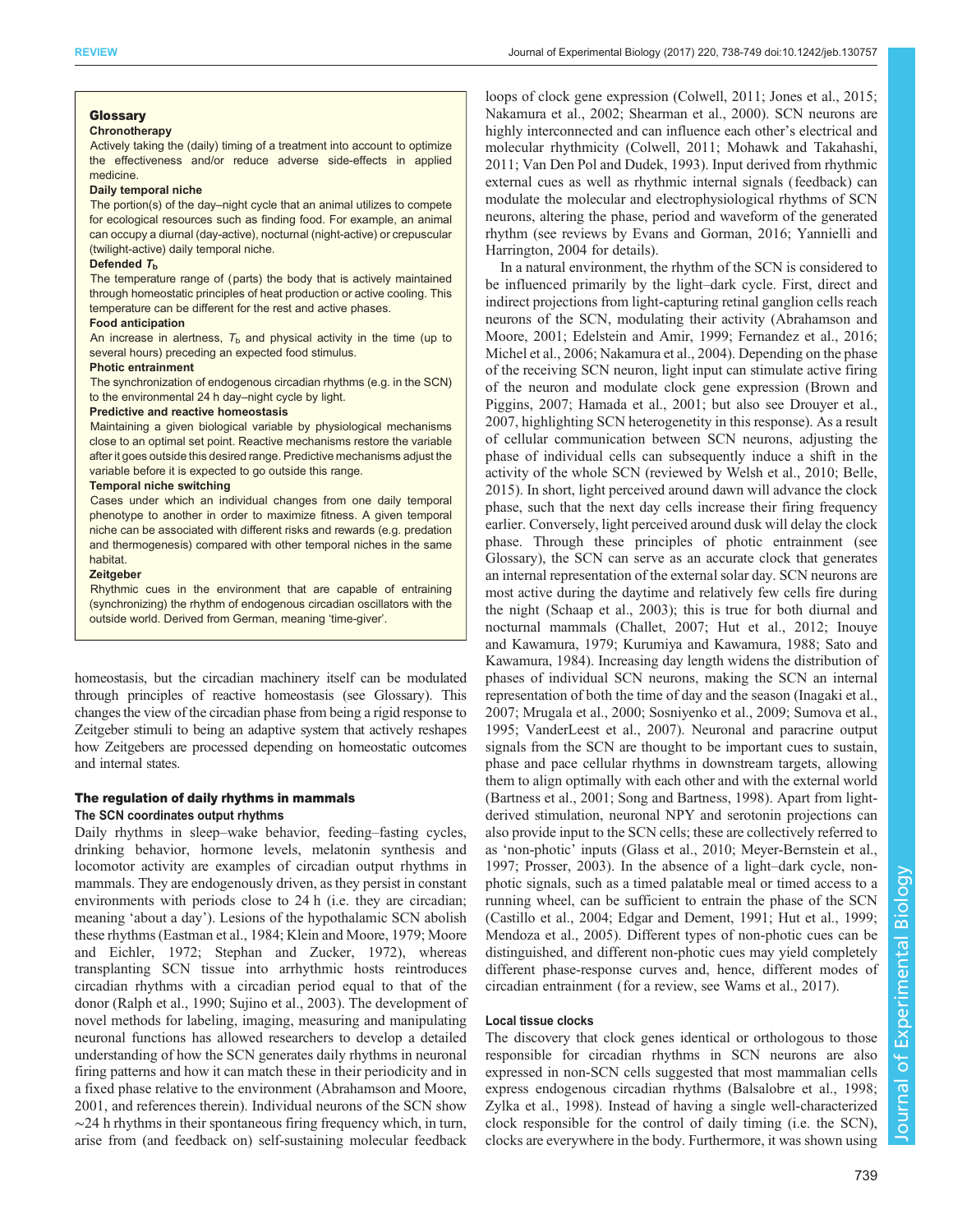**Glossary**

**Chronotherapy**

Actively taking the (daily) timing of a treatment into account to optimize the effectiveness and/or reduce adverse side-effects in applied medicine.

**Daily temporal niche**

The portion(s) of the day–night cycle that an animal utilizes to compete for ecological resources such as finding food. For example, an animal can occupy a diurnal (day-active), nocturnal (night-active) or crepuscular (twilight-active) daily temporal niche.

**Defended $T_b$**

The temperature range of (parts) the body that is actively maintained through homeostatic principles of heat production or active cooling. This temperature can be different for the rest and active phases.

**Food anticipation**

An increase in alertness, $T_b$ and physical activity in the time (up to several hours) preceding an expected food stimulus.

**Photic entrainment**

The synchronization of endogenous circadian rhythms (e.g. in the SCN) to the environmental 24 h day–night cycle by light.

**Predictive and reactive homeostasis**

Maintaining a given biological variable by physiological mechanisms close to an optimal set point. Reactive mechanisms restore the variable after it goes outside this desired range. Predictive mechanisms adjust the variable before it is expected to go outside this range.

**Temporal niche switching**

Cases under which an individual changes from one daily temporal phenotype to another in order to maximize fitness. A given temporal niche can be associated with different risks and rewards (e.g. predation and thermogenesis) compared with other temporal niches in the same habitat.

**Zeitgeber**

Rhythmic cues in the environment that are capable of entraining (synchronizing) the rhythm of endogenous circadian oscillators with the outside world. Derived from German, meaning 'time-giver'.

homeostasis, but the circadian machinery itself can be modulated through principles of reactive homeostasis (see Glossary). This changes the view of the circadian phase from being a rigid response to Zeitgeber stimuli to being an adaptive system that actively reshapes how Zeitgebers are processed depending on homeostatic outcomes and internal states.

## The regulation of daily rhythms in mammals

### The SCN coordinates output rhythms

Daily rhythms in sleep–wake behavior, feeding–fasting cycles, drinking behavior, hormone levels, melatonin synthesis and locomotor activity are examples of circadian output rhythms in mammals. They are endogenously driven, as they persist in constant environments with periods close to 24 h (i.e. they are circadian; meaning 'about a day'). Lesions of the hypothalamic SCN abolish these rhythms (Eastman et al., 1984; Klein and Moore, 1979; Moore and Eichler, 1972; Stephan and Zucker, 1972), whereas transplanting SCN tissue into arrhythmic hosts reintroduces circadian rhythms with a circadian period equal to that of the donor (Ralph et al., 1990; Sujino et al., 2003). The development of novel methods for labeling, imaging, measuring and manipulating neuronal functions has allowed researchers to develop a detailed understanding of how the SCN generates daily rhythms in neuronal firing patterns and how it can match these in their periodicity and in a fixed phase relative to the environment (Abrahamson and Moore, 2001, and references therein). Individual neurons of the SCN show ~24 h rhythms in their spontaneous firing frequency which, in turn, arise from (and feedback on) self-sustaining molecular feedback loops of clock gene expression (Colwell, 2011; Jones et al., 2015; Nakamura et al., 2002; Shearman et al., 2000). SCN neurons are highly interconnected and can influence each other's electrical and molecular rhythmicity (Colwell, 2011; Mohawk and Takahashi, 2011; Van Den Pol and Dudek, 1993). Input derived from rhythmic external cues as well as rhythmic internal signals (feedback) can modulate the molecular and electrophysiological rhythms of SCN neurons, altering the phase, period and waveform of the generated rhythm (see reviews by Evans and Gorman, 2016; Yannielli and Harrington, 2004 for details).

In a natural environment, the rhythm of the SCN is considered to be influenced primarily by the light–dark cycle. First, direct and indirect projections from light-capturing retinal ganglion cells reach neurons of the SCN, modulating their activity (Abrahamson and Moore, 2001; Edelstein and Amir, 1999; Fernandez et al., 2016; Michel et al., 2006; Nakamura et al., 2004). Depending on the phase of the receiving SCN neuron, light input can stimulate active firing of the neuron and modulate clock gene expression (Brown and Piggins, 2007; Hamada et al., 2001; but also see Drouyer et al., 2007, highlighting SCN heterogenetity in this response). As a result of cellular communication between SCN neurons, adjusting the phase of individual cells can subsequently induce a shift in the activity of the whole SCN (reviewed by Welsh et al., 2010; Belle, 2015). In short, light perceived around dawn will advance the clock phase, such that the next day cells increase their firing frequency earlier. Conversely, light perceived around dusk will delay the clock phase. Through these principles of photic entrainment (see Glossary), the SCN can serve as an accurate clock that generates an internal representation of the external solar day. SCN neurons are most active during the daytime and relatively few cells fire during the night (Schaap et al., 2003); this is true for both diurnal and nocturnal mammals (Challet, 2007; Hut et al., 2012; Inouye and Kawamura, 1979; Kurumiya and Kawamura, 1988; Sato and Kawamura, 1984). Increasing day length widens the distribution of phases of individual SCN neurons, making the SCN an internal representation of both the time of day and the season (Inagaki et al., 2007; Mrugala et al., 2000; Sosniyenko et al., 2009; Sumova et al., 1995; VanderLeest et al., 2007). Neuronal and paracrine output signals from the SCN are thought to be important cues to sustain, phase and pace cellular rhythms in downstream targets, allowing them to align optimally with each other and with the external world (Bartness et al., 2001; Song and Bartness, 1998). Apart from light-derived stimulation, neuronal NPY and serotonin projections can also provide input to the SCN cells; these are collectively referred to as 'non-photic' inputs (Glass et al., 2010; Meyer-Bernstein et al., 1997; Prosser, 2003). In the absence of a light–dark cycle, non-photic signals, such as a timed palatable meal or timed access to a running wheel, can be sufficient to entrain the phase of the SCN (Castillo et al., 2004; Edgar and Dement, 1991; Hut et al., 1999; Mendoza et al., 2005). Different types of non-photic cues can be distinguished, and different non-photic cues may yield completely different phase-response curves and, hence, different modes of circadian entrainment (for a review, see Wams et al., 2017).

### Local tissue clocks

The discovery that clock genes identical or orthologous to those responsible for circadian rhythms in SCN neurons are also expressed in non-SCN cells suggested that most mammalian cells express endogenous circadian rhythms (Balsalobre et al., 1998; Zylka et al., 1998). Instead of having a single well-characterized clock responsible for the control of daily timing (i.e. the SCN), clocks are everywhere in the body. Furthermore, it was shown using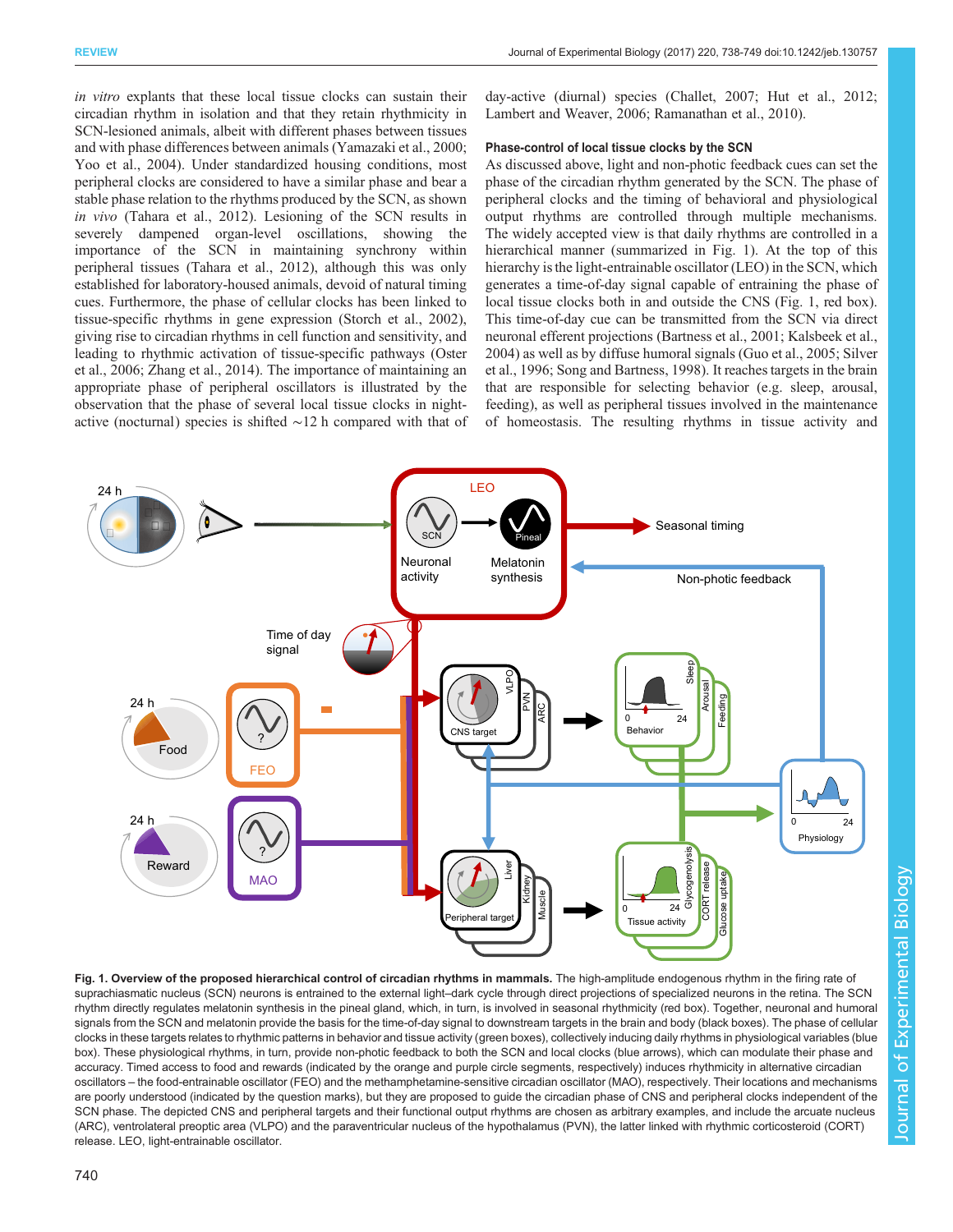*in vitro* explants that these local tissue clocks can sustain their circadian rhythm in isolation and that they retain rhythmicity in SCN-lesioned animals, albeit with different phases between tissues and with phase differences between animals (Yamazaki et al., 2000; Yoo et al., 2004). Under standardized housing conditions, most peripheral clocks are considered to have a similar phase and bear a stable phase relation to the rhythms produced by the SCN, as shown *in vivo* (Tahara et al., 2012). Lesioning of the SCN results in severely dampened organ-level oscillations, showing the importance of the SCN in maintaining synchrony within peripheral tissues (Tahara et al., 2012), although this was only established for laboratory-housed animals, devoid of natural timing cues. Furthermore, the phase of cellular clocks has been linked to tissue-specific rhythms in gene expression (Storch et al., 2002), giving rise to circadian rhythms in cell function and sensitivity, and leading to rhythmic activation of tissue-specific pathways (Oster et al., 2006; Zhang et al., 2014). The importance of maintaining an appropriate phase of peripheral oscillators is illustrated by the observation that the phase of several local tissue clocks in night-active (nocturnal) species is shifted ∼12 h compared with that of day-active (diurnal) species (Challet, 2007; Hut et al., 2012; Lambert and Weaver, 2006; Ramanathan et al., 2010).

### Phase-control of local tissue clocks by the SCN

As discussed above, light and non-photic feedback cues can set the phase of the circadian rhythm generated by the SCN. The phase of peripheral clocks and the timing of behavioral and physiological output rhythms are controlled through multiple mechanisms. The widely accepted view is that daily rhythms are controlled in a hierarchical manner (summarized in Fig. 1). At the top of this hierarchy is the light-entrainable oscillator (LEO) in the SCN, which generates a time-of-day signal capable of entraining the phase of local tissue clocks both in and outside the CNS (Fig. 1, red box). This time-of-day cue can be transmitted from the SCN via direct neuronal efferent projections (Bartness et al., 2001; Kalsbeek et al., 2004) as well as by diffuse humoral signals (Guo et al., 2005; Silver et al., 1996; Song and Bartness, 1998). It reaches targets in the brain that are responsible for selecting behavior (e.g. sleep, arousal, feeding), as well as peripheral tissues involved in the maintenance of homeostasis. The resulting rhythms in tissue activity and

**Fig. 1. Overview of the proposed hierarchical control of circadian rhythms in mammals.** The high-amplitude endogenous rhythm in the firing rate of suprachiasmatic nucleus (SCN) neurons is entrained to the external light–dark cycle through direct projections of specialized neurons in the retina. The SCN rhythm directly regulates melatonin synthesis in the pineal gland, which, in turn, is involved in seasonal rhythmicity (red box). Together, neuronal and humoral signals from the SCN and melatonin provide the basis for the time-of-day signal to downstream targets in the brain and body (black boxes). The phase of cellular clocks in these targets relates to rhythmic patterns in behavior and tissue activity (green boxes), collectively inducing daily rhythms in physiological variables (blue box). These physiological rhythms, in turn, provide non-photic feedback to both the SCN and local clocks (blue arrows), which can modulate their phase and accuracy. Timed access to food and rewards (indicated by the orange and purple circle segments, respectively) induces rhythmicity in alternative circadian oscillators – the food-entrainable oscillator (FEO) and the methamphetamine-sensitive circadian oscillator (MAO), respectively. Their locations and mechanisms are poorly understood (indicated by the question marks), but they are proposed to guide the circadian phase of CNS and peripheral clocks independent of the SCN phase. The depicted CNS and peripheral targets and their functional output rhythms are chosen as arbitrary examples, and include the arcuate nucleus (ARC), ventrolateral preoptic area (VLPO) and the paraventricular nucleus of the hypothalamus (PVN), the latter linked with rhythmic corticosteroid (CORT) release. LEO, light-entrainable oscillator.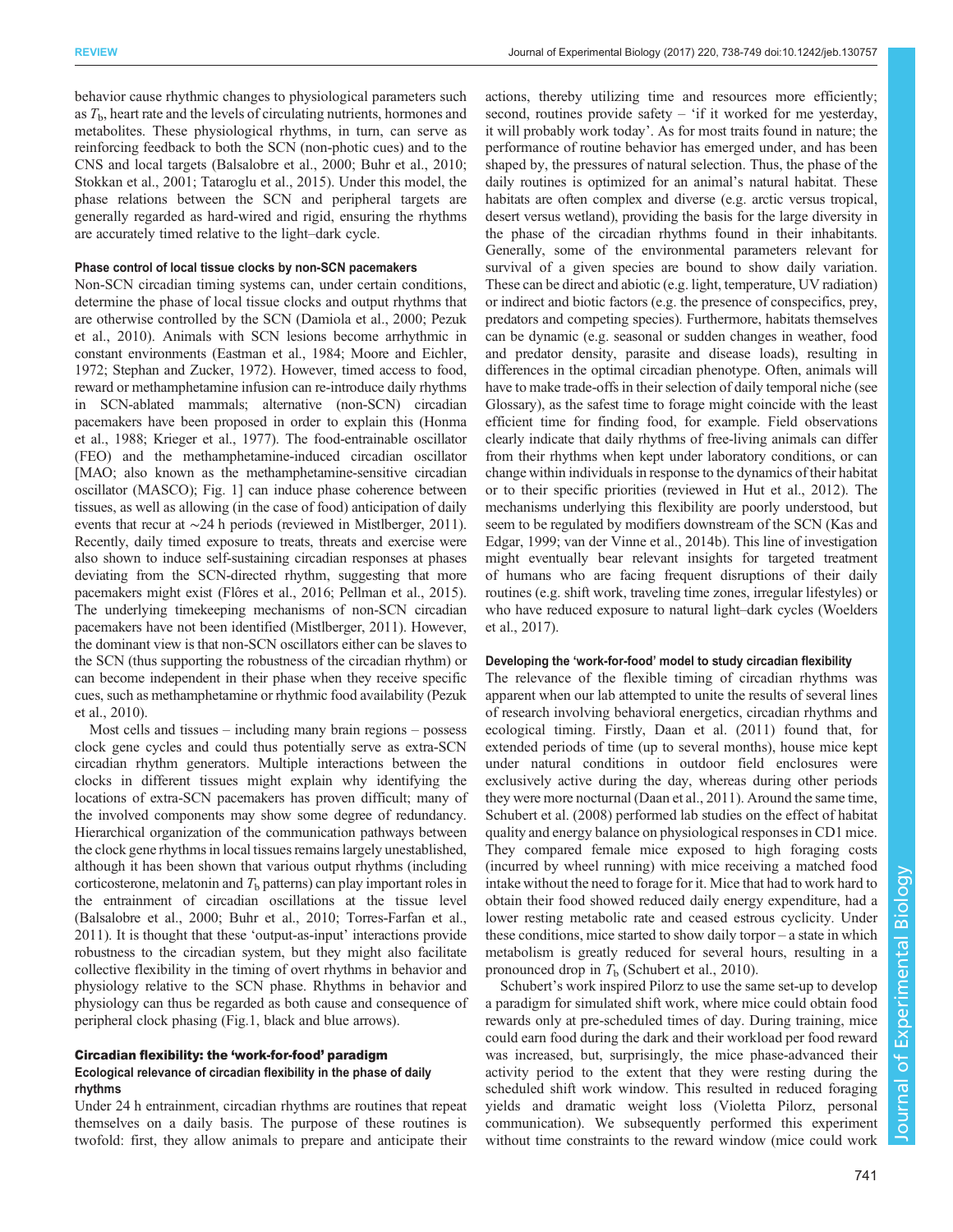behavior cause rhythmic changes to physiological parameters such as $T_b$, heart rate and the levels of circulating nutrients, hormones and metabolites. These physiological rhythms, in turn, can serve as reinforcing feedback to both the SCN (non-photic cues) and to the CNS and local targets (Balsalobre et al., 2000; Buhr et al., 2010; Stokkan et al., 2001; Tataroglu et al., 2015). Under this model, the phase relations between the SCN and peripheral targets are generally regarded as hard-wired and rigid, ensuring the rhythms are accurately timed relative to the light–dark cycle.

#### Phase control of local tissue clocks by non-SCN pacemakers

Non-SCN circadian timing systems can, under certain conditions, determine the phase of local tissue clocks and output rhythms that are otherwise controlled by the SCN (Damiola et al., 2000; Pezuk et al., 2010). Animals with SCN lesions become arrhythmic in constant environments (Eastman et al., 1984; Moore and Eichler, 1972; Stephan and Zucker, 1972). However, timed access to food, reward or methamphetamine infusion can re-introduce daily rhythms in SCN-ablated mammals; alternative (non-SCN) circadian pacemakers have been proposed in order to explain this (Honma et al., 1988; Krieger et al., 1977). The food-entrainable oscillator (FEO) and the methamphetamine-induced circadian oscillator [MAO; also known as the methamphetamine-sensitive circadian oscillator (MASCO); Fig. 1] can induce phase coherence between tissues, as well as allowing (in the case of food) anticipation of daily events that recur at ∼24 h periods (reviewed in Mistlberger, 2011). Recently, daily timed exposure to treats, threats and exercise were also shown to induce self-sustaining circadian responses at phases deviating from the SCN-directed rhythm, suggesting that more pacemakers might exist (Flôres et al., 2016; Pellman et al., 2015). The underlying timekeeping mechanisms of non-SCN circadian pacemakers have not been identified (Mistlberger, 2011). However, the dominant view is that non-SCN oscillators either can be slaves to the SCN (thus supporting the robustness of the circadian rhythm) or can become independent in their phase when they receive specific cues, such as methamphetamine or rhythmic food availability (Pezuk et al., 2010).

Most cells and tissues – including many brain regions – possess clock gene cycles and could thus potentially serve as extra-SCN circadian rhythm generators. Multiple interactions between the clocks in different tissues might explain why identifying the locations of extra-SCN pacemakers has proven difficult; many of the involved components may show some degree of redundancy. Hierarchical organization of the communication pathways between the clock gene rhythms in local tissues remains largely unestablished, although it has been shown that various output rhythms (including corticosterone, melatonin and $T_b$ patterns) can play important roles in the entrainment of circadian oscillations at the tissue level (Balsalobre et al., 2000; Buhr et al., 2010; Torres-Farfan et al., 2011). It is thought that these 'output-as-input' interactions provide robustness to the circadian system, but they might also facilitate collective flexibility in the timing of overt rhythms in behavior and physiology relative to the SCN phase. Rhythms in behavior and physiology can thus be regarded as both cause and consequence of peripheral clock phasing (Fig. 1, black and blue arrows).

## Circadian flexibility: the 'work-for-food' paradigm

#### Ecological relevance of circadian flexibility in the phase of daily rhythms

Under 24 h entrainment, circadian rhythms are routines that repeat themselves on a daily basis. The purpose of these routines is twofold: first, they allow animals to prepare and anticipate their actions, thereby utilizing time and resources more efficiently; second, routines provide safety – 'if it worked for me yesterday, it will probably work today'. As for most traits found in nature; the performance of routine behavior has emerged under, and has been shaped by, the pressures of natural selection. Thus, the phase of the daily routines is optimized for an animal's natural habitat. These habitats are often complex and diverse (e.g. arctic versus tropical, desert versus wetland), providing the basis for the large diversity in the phase of the circadian rhythms found in their inhabitants. Generally, some of the environmental parameters relevant for survival of a given species are bound to show daily variation. These can be direct and abiotic (e.g. light, temperature, UV radiation) or indirect and biotic factors (e.g. the presence of conspecifics, prey, predators and competing species). Furthermore, habitats themselves can be dynamic (e.g. seasonal or sudden changes in weather, food and predator density, parasite and disease loads), resulting in differences in the optimal circadian phenotype. Often, animals will have to make trade-offs in their selection of daily temporal niche (see Glossary), as the safest time to forage might coincide with the least efficient time for finding food, for example. Field observations clearly indicate that daily rhythms of free-living animals can differ from their rhythms when kept under laboratory conditions, or can change within individuals in response to the dynamics of their habitat or to their specific priorities (reviewed in Hut et al., 2012). The mechanisms underlying this flexibility are poorly understood, but seem to be regulated by modifiers downstream of the SCN (Kas and Edgar, 1999; van der Vinne et al., 2014b). This line of investigation might eventually bear relevant insights for targeted treatment of humans who are facing frequent disruptions of their daily routines (e.g. shift work, traveling time zones, irregular lifestyles) or who have reduced exposure to natural light–dark cycles (Woelders et al., 2017).

#### Developing the 'work-for-food' model to study circadian flexibility

The relevance of the flexible timing of circadian rhythms was apparent when our lab attempted to unite the results of several lines of research involving behavioral energetics, circadian rhythms and ecological timing. Firstly, Daan et al. (2011) found that, for extended periods of time (up to several months), house mice kept under natural conditions in outdoor field enclosures were exclusively active during the day, whereas during other periods they were more nocturnal (Daan et al., 2011). Around the same time, Schubert et al. (2008) performed lab studies on the effect of habitat quality and energy balance on physiological responses in CD1 mice. They compared female mice exposed to high foraging costs (incurred by wheel running) with mice receiving a matched food intake without the need to forage for it. Mice that had to work hard to obtain their food showed reduced daily energy expenditure, had a lower resting metabolic rate and ceased estrous cyclicity. Under these conditions, mice started to show daily torpor – a state in which metabolism is greatly reduced for several hours, resulting in a pronounced drop in $T_b$ (Schubert et al., 2010).

Schubert's work inspired Pilorz to use the same set-up to develop a paradigm for simulated shift work, where mice could obtain food rewards only at pre-scheduled times of day. During training, mice could earn food during the dark and their workload per food reward was increased, but, surprisingly, the mice phase-advanced their activity period to the extent that they were resting during the scheduled shift work window. This resulted in reduced foraging yields and dramatic weight loss (Violetta Pilorz, personal communication). We subsequently performed this experiment without time constraints to the reward window (mice could work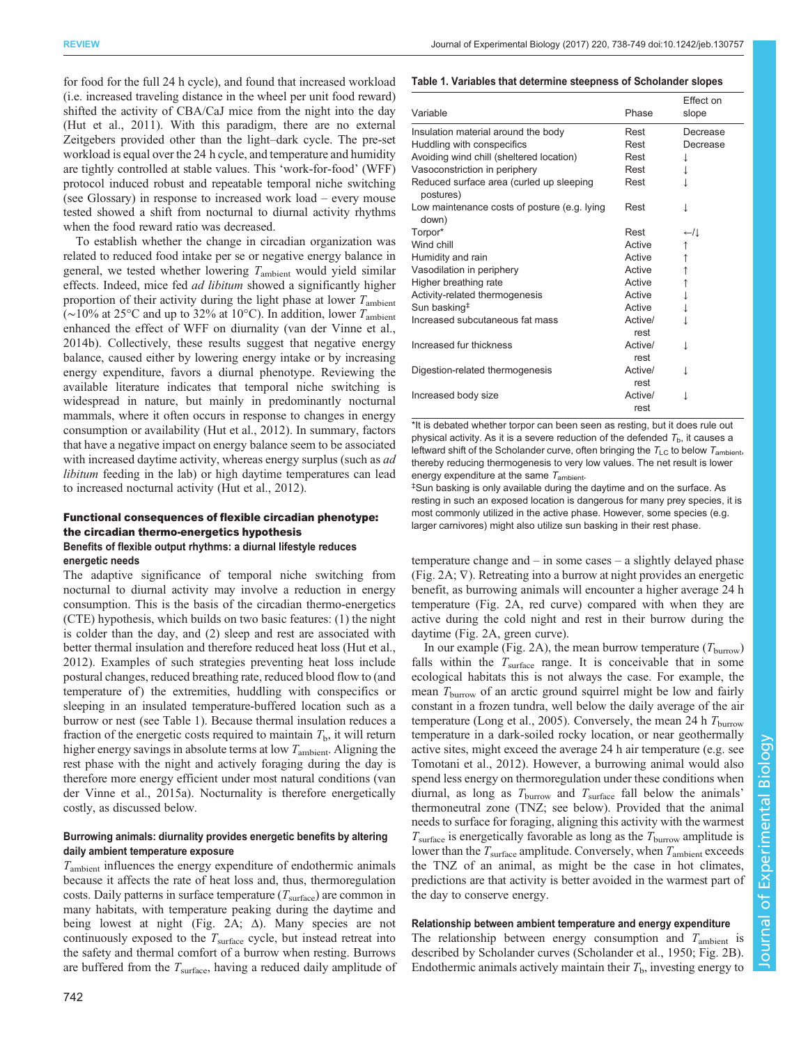for food for the full 24 h cycle), and found that increased workload (i.e. increased traveling distance in the wheel per unit food reward) shifted the activity of CBA/CaJ mice from the night into the day (Hut et al., 2011). With this paradigm, there are no external Zeitgebers provided other than the light–dark cycle. The pre-set workload is equal over the 24 h cycle, and temperature and humidity are tightly controlled at stable values. This 'work-for-food' (WFF) protocol induced robust and repeatable temporal niche switching (see Glossary) in response to increased work load – every mouse tested showed a shift from nocturnal to diurnal activity rhythms when the food reward ratio was decreased.

To establish whether the change in circadian organization was related to reduced food intake per se or negative energy balance in general, we tested whether lowering $T_{ambient}$ would yield similar effects. Indeed, mice fed *ad libitum* showed a significantly higher proportion of their activity during the light phase at lower $T_{ambient}$ (~10% at 25°C and up to 32% at 10°C). In addition, lower $T_{ambient}$ enhanced the effect of WFF on diurnality (van der Vinne et al., 2014b). Collectively, these results suggest that negative energy balance, caused either by lowering energy intake or by increasing energy expenditure, favors a diurnal phenotype. Reviewing the available literature indicates that temporal niche switching is widespread in nature, but mainly in predominantly nocturnal mammals, where it often occurs in response to changes in energy consumption or availability (Hut et al., 2012). In summary, factors that have a negative impact on energy balance seem to be associated with increased daytime activity, whereas energy surplus (such as *ad libitum* feeding in the lab) or high daytime temperatures can lead to increased nocturnal activity (Hut et al., 2012).

## Functional consequences of flexible circadian phenotype: the circadian thermo-energetics hypothesis

### Benefits of flexible output rhythms: a diurnal lifestyle reduces energetic needs

The adaptive significance of temporal niche switching from nocturnal to diurnal activity may involve a reduction in energy consumption. This is the basis of the circadian thermo-energetics (CTE) hypothesis, which builds on two basic features: (1) the night is colder than the day, and (2) sleep and rest are associated with better thermal insulation and therefore reduced heat loss (Hut et al., 2012). Examples of such strategies preventing heat loss include postural changes, reduced breathing rate, reduced blood flow to (and temperature of) the extremities, huddling with conspecifics or sleeping in an insulated temperature-buffered location such as a burrow or nest (see Table 1). Because thermal insulation reduces a fraction of the energetic costs required to maintain $T_b$, it will return higher energy savings in absolute terms at low $T_{ambient}$. Aligning the rest phase with the night and actively foraging during the day is therefore more energy efficient under most natural conditions (van der Vinne et al., 2015a). Nocturnality is therefore energetically costly, as discussed below.

### Burrowing animals: diurnality provides energetic benefits by altering daily ambient temperature exposure

$T_{ambient}$ influences the energy expenditure of endothermic animals because it affects the rate of heat loss and, thus, thermoregulation costs. Daily patterns in surface temperature ($T_{surface}$) are common in many habitats, with temperature peaking during the daytime and being lowest at night (Fig. 2A; Δ). Many species are not continuously exposed to the $T_{surface}$ cycle, but instead retreat into the safety and thermal comfort of a burrow when resting. Burrows are buffered from the $T_{surface}$, having a reduced daily amplitude of temperature change and – in some cases – a slightly delayed phase (Fig. 2A; ∇). Retreating into a burrow at night provides an energetic benefit, as burrowing animals will encounter a higher average 24 h temperature (Fig. 2A, red curve) compared with when they are active during the cold night and rest in their burrow during the daytime (Fig. 2A, green curve).

In our example (Fig. 2A), the mean burrow temperature ($T_{burrow}$) falls within the $T_{surface}$ range. It is conceivable that in some ecological habitats this is not always the case. For example, the mean $T_{burrow}$ of an arctic ground squirrel might be low and fairly constant in a frozen tundra, well below the daily average of the air temperature (Long et al., 2005). Conversely, the mean 24 h $T_{burrow}$ temperature in a dark-soiled rocky location, or near geothermally active sites, might exceed the average 24 h air temperature (e.g. see Tomotani et al., 2012). However, a burrowing animal would also spend less energy on thermoregulation under these conditions when diurnal, as long as $T_{burrow}$ and $T_{surface}$ fall below the animals' thermoneutral zone (TNZ; see below). Provided that the animal needs to surface for foraging, aligning this activity with the warmest $T_{surface}$ is energetically favorable as long as the $T_{burrow}$ amplitude is lower than the $T_{surface}$ amplitude. Conversely, when $T_{ambient}$ exceeds the TNZ of an animal, as might be the case in hot climates, predictions are that activity is better avoided in the warmest part of the day to conserve energy.

**Table 1. Variables that determine steepness of Scholander slopes**

| Variable | Phase | Effect on slope |
|---|---|---|
| Insulation material around the body | Rest | Decrease |
| Huddling with conspecifics | Rest | Decrease |
| Avoiding wind chill (sheltered location) | Rest | ↓ |
| Vasoconstriction in periphery | Rest | ↓ |
| Reduced surface area (curled up sleeping postures) | Rest | ↓ |
| Low maintenance costs of posture (e.g. lying down) | Rest | ↓ |
| Torpor* | Rest | ←/↓ |
| Wind chill | Active | ↑ |
| Humidity and rain | Active | ↑ |
| Vasodilation in periphery | Active | ↑ |
| Higher breathing rate | Active | ↑ |
| Activity-related thermogenesis | Active | ↓ |
| Sun basking‡ | Active | ↓ |
| Increased subcutaneous fat mass | Active/rest | ↓ |
| Increased fur thickness | Active/rest | ↓ |
| Digestion-related thermogenesis | Active/rest | ↓ |
| Increased body size | Active/rest | ↓ |

*It is debated whether torpor can been seen as resting, but it does rule out physical activity. As it is a severe reduction of the defended $T_b$, it causes a leftward shift of the Scholander curve, often bringing the $T_{LC}$ to below $T_{ambient}$, thereby reducing thermogenesis to very low values. The net result is lower energy expenditure at the same $T_{ambient}$.

‡Sun basking is only available during the daytime and on the surface. As resting in such an exposed location is dangerous for many prey species, it is most commonly utilized in the active phase. However, some species (e.g. larger carnivores) might also utilize sun basking in their rest phase.

### Relationship between ambient temperature and energy expenditure

The relationship between energy consumption and $T_{ambient}$ is described by Scholander curves (Scholander et al., 1950; Fig. 2B). Endothermic animals actively maintain their $T_b$, investing energy to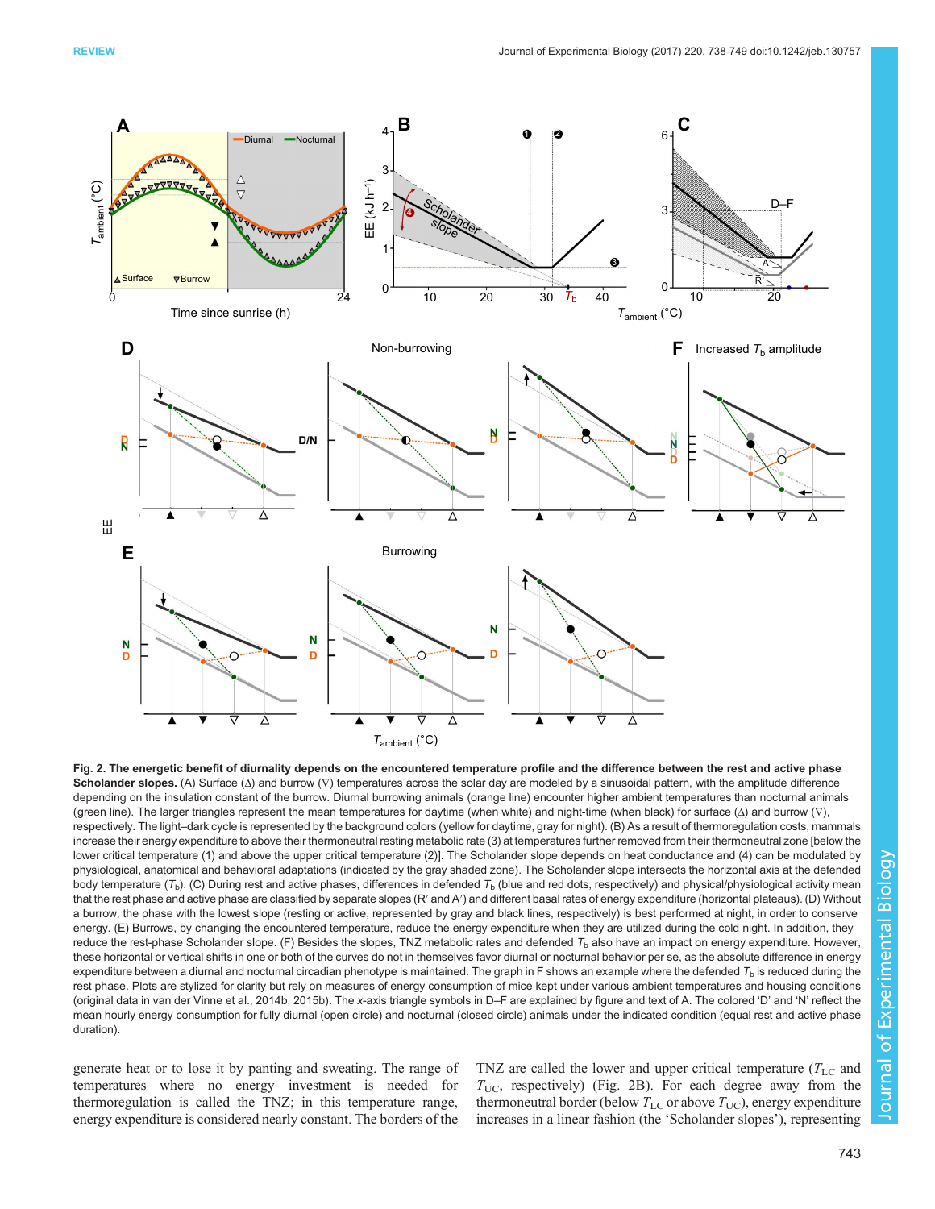**Fig. 2. The energetic benefit of diurnality depends on the encountered temperature profile and the difference between the rest and active phase Scholander slopes.** (A) Surface (Δ) and burrow (∇) temperatures across the solar day are modeled by a sinusoidal pattern, with the amplitude difference depending on the insulation constant of the burrow. Diurnal burrowing animals (orange line) encounter higher ambient temperatures than nocturnal animals (green line). The larger triangles represent the mean temperatures for daytime (when white) and night-time (when black) for surface (Δ) and burrow (∇), respectively. The light–dark cycle is represented by the background colors (yellow for daytime, gray for night). (B) As a result of thermoregulation costs, mammals increase their energy expenditure to above their thermoneutral resting metabolic rate (3) at temperatures further removed from their thermoneutral zone [below the lower critical temperature (1) and above the upper critical temperature (2)]. The Scholander slope depends on heat conductance and (4) can be modulated by physiological, anatomical and behavioral adaptations (indicated by the gray shaded zone). The Scholander slope intersects the horizontal axis at the defended body temperature ($T_b$). (C) During rest and active phases, differences in defended $T_b$ (blue and red dots, respectively) and physical/physiological activity mean that the rest phase and active phase are classified by separate slopes (R′ and A′) and different basal rates of energy expenditure (horizontal plateaus). (D) Without a burrow, the phase with the lowest slope (resting or active, represented by gray and black lines, respectively) is best performed at night, in order to conserve energy. (E) Burrows, by changing the encountered temperature, reduce the energy expenditure when they are utilized during the cold night. In addition, they reduce the rest-phase Scholander slope. (F) Besides the slopes, TNZ metabolic rates and defended $T_b$ also have an impact on energy expenditure. However, these horizontal or vertical shifts in one or both of the curves do not in themselves favor diurnal or nocturnal behavior per se, as the absolute difference in energy expenditure between a diurnal and nocturnal circadian phenotype is maintained. The graph in F shows an example where the defended $T_b$ is reduced during the rest phase. Plots are stylized for clarity but rely on measures of energy consumption of mice kept under various ambient temperatures and housing conditions (original data in van der Vinne et al., 2014b, 2015b). The x-axis triangle symbols in D–F are explained by figure and text of A. The colored 'D' and 'N' reflect the mean hourly energy consumption for fully diurnal (open circle) and nocturnal (closed circle) animals under the indicated condition (equal rest and active phase duration).

generate heat or to lose it by panting and sweating. The range of temperatures where no energy investment is needed for thermoregulation is called the TNZ; in this temperature range, energy expenditure is considered nearly constant. The borders of the TNZ are called the lower and upper critical temperature ($T_{LC}$ and $T_{UC}$, respectively) (Fig. 2B). For each degree away from the thermoneutral border (below $T_{LC}$ or above $T_{UC}$), energy expenditure increases in a linear fashion (the 'Scholander slopes'), representing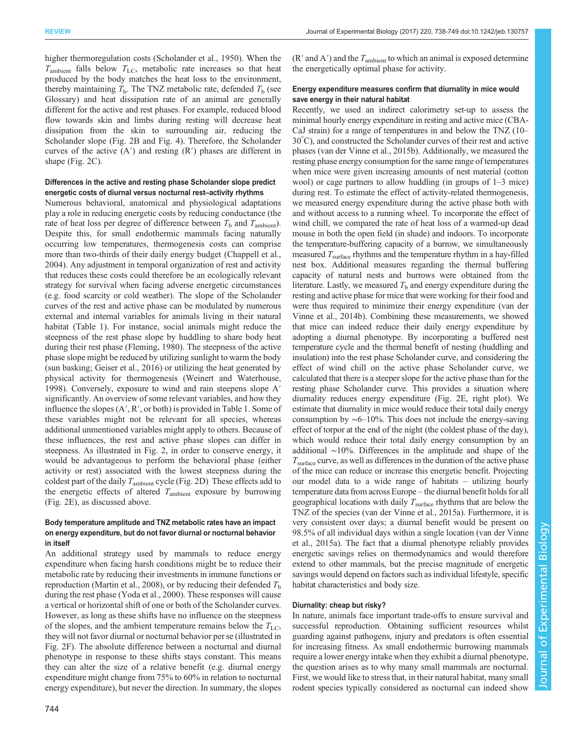higher thermoregulation costs (Scholander et al., 1950). When the $T_{ambient}$ falls below $T_{LC}$, metabolic rate increases so that heat produced by the body matches the heat loss to the environment, thereby maintaining $T_b$. The TNZ metabolic rate, defended $T_b$ (see Glossary) and heat dissipation rate of an animal are generally different for the active and rest phases. For example, reduced blood flow towards skin and limbs during resting will decrease heat dissipation from the skin to surrounding air, reducing the Scholander slope (Fig. 2B and Fig. 4). Therefore, the Scholander curves of the active (A′) and resting (R′) phases are different in shape (Fig. 2C).

#### Differences in the active and resting phase Scholander slope predict energetic costs of diurnal versus nocturnal rest–activity rhythms

Numerous behavioral, anatomical and physiological adaptations play a role in reducing energetic costs by reducing conductance (the rate of heat loss per degree of difference between $T_b$ and $T_{ambient}$). Despite this, for small endothermic mammals facing naturally occurring low temperatures, thermogenesis costs can comprise more than two-thirds of their daily energy budget (Chappell et al., 2004). Any adjustment in temporal organization of rest and activity that reduces these costs could therefore be an ecologically relevant strategy for survival when facing adverse energetic circumstances (e.g. food scarcity or cold weather). The slope of the Scholander curves of the rest and active phase can be modulated by numerous external and internal variables for animals living in their natural habitat (Table 1). For instance, social animals might reduce the steepness of the rest phase slope by huddling to share body heat during their rest phase (Fleming, 1980). The steepness of the active phase slope might be reduced by utilizing sunlight to warm the body (sun basking; Geiser et al., 2016) or utilizing the heat generated by physical activity for thermogenesis (Weinert and Waterhouse, 1998). Conversely, exposure to wind and rain steepens slope A′ significantly. An overview of some relevant variables, and how they influence the slopes (A′, R′, or both) is provided in Table 1. Some of these variables might not be relevant for all species, whereas additional unmentioned variables might apply to others. Because of these influences, the rest and active phase slopes can differ in steepness. As illustrated in Fig. 2, in order to conserve energy, it would be advantageous to perform the behavioral phase (either activity or rest) associated with the lowest steepness during the coldest part of the daily $T_{ambient}$ cycle (Fig. 2D). These effects add to the energetic effects of altered $T_{ambient}$ exposure by burrowing (Fig. 2E), as discussed above.

#### Body temperature amplitude and TNZ metabolic rates have an impact on energy expenditure, but do not favor diurnal or nocturnal behavior in itself

An additional strategy used by mammals to reduce energy expenditure when facing harsh conditions might be to reduce their metabolic rate by reducing their investments in immune functions or reproduction (Martin et al., 2008), or by reducing their defended $T_b$ during the rest phase (Yoda et al., 2000). These responses will cause a vertical or horizontal shift of one or both of the Scholander curves. However, as long as these shifts have no influence on the steepness of the slopes, and the ambient temperature remains below the $T_{LC}$, they will not favor diurnal or nocturnal behavior per se (illustrated in Fig. 2F). The absolute difference between a nocturnal and diurnal phenotype in response to these shifts stays constant. This means they can alter the size of a relative benefit (e.g. diurnal energy expenditure might change from 75% to 60% in relation to nocturnal energy expenditure), but never the direction. In summary, the slopes (R′ and A′) and the $T_{ambient}$ to which an animal is exposed determine the energetically optimal phase for activity.

#### Energy expenditure measures confirm that diurnality in mice would save energy in their natural habitat

Recently, we used an indirect calorimetry set-up to assess the minimal hourly energy expenditure in resting and active mice (CBA-CaJ strain) for a range of temperatures in and below the TNZ (10–30°C), and constructed the Scholander curves of their rest and active phases (van der Vinne et al., 2015b). Additionally, we measured the resting phase energy consumption for the same range of temperatures when mice were given increasing amounts of nest material (cotton wool) or cage partners to allow huddling (in groups of 1–3 mice) during rest. To estimate the effect of activity-related thermogenesis, we measured energy expenditure during the active phase both with and without access to a running wheel. To incorporate the effect of wind chill, we compared the rate of heat loss of a warmed-up dead mouse in both the open field (in shade) and indoors. To incorporate the temperature-buffering capacity of a burrow, we simultaneously measured $T_{surface}$ rhythms and the temperature rhythm in a hay-filled nest box. Additional measurements regarding the thermal buffering capacity of natural nests and burrows were obtained from the literature. Lastly, we measured $T_b$ and energy expenditure during the resting and active phase for mice that were working for their food and were thus required to minimize their energy expenditure (van der Vinne et al., 2014b). Combining these measurements, we showed that mice can indeed reduce their daily energy expenditure by adopting a diurnal phenotype. By incorporating a buffered nest temperature cycle and the thermal benefit of nesting (huddling and insulation) into the rest phase Scholander curve, and considering the effect of wind chill on the active phase Scholander curve, we calculated that there is a steeper slope for the active phase than for the resting phase Scholander curve. This provides a situation where diurnality reduces energy expenditure (Fig. 2E, right plot). We estimate that diurnality in mice would reduce their total daily energy consumption by ∼6–10%. This does not include the energy-saving effect of torpor at the end of the night (the coldest phase of the day), which would reduce their total daily energy consumption by an additional ∼10%. Differences in the amplitude and shape of the $T_{surface}$ curve, as well as differences in the duration of the active phase of the mice can reduce or increase this energetic benefit. Projecting our model data to a wide range of habitats – utilizing hourly temperature data from across Europe – the diurnal benefit holds for all geographical locations with daily $T_{surface}$ rhythms that are below the TNZ of the species (van der Vinne et al., 2015a). Furthermore, it is very consistent over days; a diurnal benefit would be present on 98.5% of all individual days within a single location (van der Vinne et al., 2015a). The fact that a diurnal phenotype reliably provides energetic savings relies on thermodynamics and would therefore extend to other mammals, but the precise magnitude of energetic savings would depend on factors such as individual lifestyle, specific habitat characteristics and body size.

#### Diurnality: cheap but risky?

In nature, animals face important trade-offs to ensure survival and successful reproduction. Obtaining sufficient resources whilst guarding against pathogens, injury and predators is often essential for increasing fitness. As small endothermic burrowing mammals require a lower energy intake when they exhibit a diurnal phenotype, the question arises as to why many small mammals are nocturnal. First, we would like to stress that, in their natural habitat, many small rodent species typically considered as nocturnal can indeed show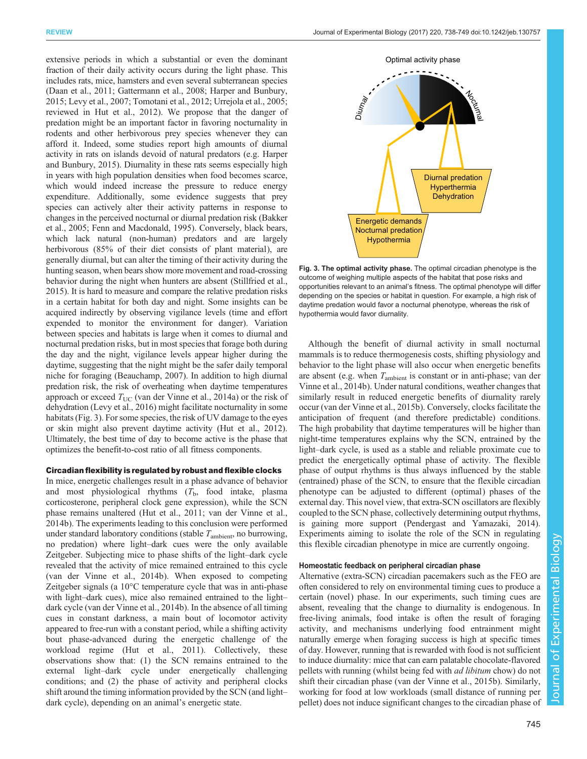extensive periods in which a substantial or even the dominant fraction of their daily activity occurs during the light phase. This includes rats, mice, hamsters and even several subterranean species (Daan et al., 2011; Gattermann et al., 2008; Harper and Bunbury, 2015; Levy et al., 2007; Tomotani et al., 2012; Urrejola et al., 2005; reviewed in Hut et al., 2012). We propose that the danger of predation might be an important factor in favoring nocturnality in rodents and other herbivorous prey species whenever they can afford it. Indeed, some studies report high amounts of diurnal activity in rats on islands devoid of natural predators (e.g. Harper and Bunbury, 2015). Diurnality in these rats seems especially high in years with high population densities when food becomes scarce, which would indeed increase the pressure to reduce energy expenditure. Additionally, some evidence suggests that prey species can actively alter their activity patterns in response to changes in the perceived nocturnal or diurnal predation risk (Bakker et al., 2005; Fenn and Macdonald, 1995). Conversely, black bears, which lack natural (non-human) predators and are largely herbivorous (85% of their diet consisting of plant material), are generally diurnal, but can alter the timing of their activity during the hunting season, when bears show more movement and road-crossing behavior during the night when hunters are absent (Stillfried et al., 2015). It is hard to measure and compare the relative predation risks in a certain habitat for both day and night. Some insights can be acquired indirectly by observing vigilance levels (time and effort expended to monitor the environment for danger). Variation between species and habitats is large when it comes to diurnal and nocturnal predation risks, but in most species that forage both during the day and the night, vigilance levels appear higher during the daytime, suggesting that the night might be the safer daily temporal niche for foraging (Beauchamp, 2007). In addition to high diurnal predation risk, the risk of overheating when daytime temperatures approach or exceed $T_{UC}$ (van der Vinne et al., 2014a) or the risk of dehydration (Levy et al., 2016) might facilitate nocturnality in some habitats (Fig. 3). For some species, the risk of UV damage to the eyes or skin might also prevent daytime activity (Hut et al., 2012). Ultimately, the best time of day to become active is the phase that optimizes the benefit-to-cost ratio of all fitness components.

**Fig. 3. The optimal activity phase.** The optimal circadian phenotype is the outcome of weighing multiple aspects of the habitat that pose risks and opportunities relevant to an animal's fitness. The optimal phenotype will differ depending on the species or habitat in question. For example, a high risk of daytime predation would favor a nocturnal phenotype, whereas the risk of hypothermia would favor diurnality.

## Circadian flexibility is regulated by robust and flexible clocks

In mice, energetic challenges result in a phase advance of behavior and most physiological rhythms ($T_b$, food intake, plasma corticosterone, peripheral clock gene expression), while the SCN phase remains unaltered (Hut et al., 2011; van der Vinne et al., 2014b). The experiments leading to this conclusion were performed under standard laboratory conditions (stable $T_{ambient}$, no burrowing, no predation) where light–dark cues were the only available Zeitgeber. Subjecting mice to phase shifts of the light–dark cycle revealed that the activity of mice remained entrained to this cycle (van der Vinne et al., 2014b). When exposed to competing Zeitgeber signals (a 10°C temperature cycle that was in anti-phase with light–dark cues), mice also remained entrained to the light–dark cycle (van der Vinne et al., 2014b). In the absence of all timing cues in constant darkness, a main bout of locomotor activity appeared to free-run with a constant period, while a shifting activity bout phase-advanced during the energetic challenge of the workload regime (Hut et al., 2011). Collectively, these observations show that: (1) the SCN remains entrained to the external light–dark cycle under energetically challenging conditions; and (2) the phase of activity and peripheral clocks shift around the timing information provided by the SCN (and light–dark cycle), depending on an animal's energetic state.

Although the benefit of diurnal activity in small nocturnal mammals is to reduce thermogenesis costs, shifting physiology and behavior to the light phase will also occur when energetic benefits are absent (e.g. when $T_{ambient}$ is constant or in anti-phase; van der Vinne et al., 2014b). Under natural conditions, weather changes that similarly result in reduced energetic benefits of diurnality rarely occur (van der Vinne et al., 2015b). Conversely, clocks facilitate the anticipation of frequent (and therefore predictable) conditions. The high probability that daytime temperatures will be higher than night-time temperatures explains why the SCN, entrained by the light–dark cycle, is used as a stable and reliable proximate cue to predict the energetically optimal phase of activity. The flexible phase of output rhythms is thus always influenced by the stable (entrained) phase of the SCN, to ensure that the flexible circadian phenotype can be adjusted to different (optimal) phases of the external day. This novel view, that extra-SCN oscillators are flexibly coupled to the SCN phase, collectively determining output rhythms, is gaining more support (Pendergast and Yamazaki, 2014). Experiments aiming to isolate the role of the SCN in regulating this flexible circadian phenotype in mice are currently ongoing.

### Homeostatic feedback on peripheral circadian phase

Alternative (extra-SCN) circadian pacemakers such as the FEO are often considered to rely on environmental timing cues to produce a certain (novel) phase. In our experiments, such timing cues are absent, revealing that the change to diurnality is endogenous. In free-living animals, food intake is often the result of foraging activity, and mechanisms underlying food entrainment might naturally emerge when foraging success is high at specific times of day. However, running that is rewarded with food is not sufficient to induce diurnality: mice that can earn palatable chocolate-flavored pellets with running (whilst being fed with *ad libitum* chow) do not shift their circadian phase (van der Vinne et al., 2015b). Similarly, working for food at low workloads (small distance of running per pellet) does not induce significant changes to the circadian phase of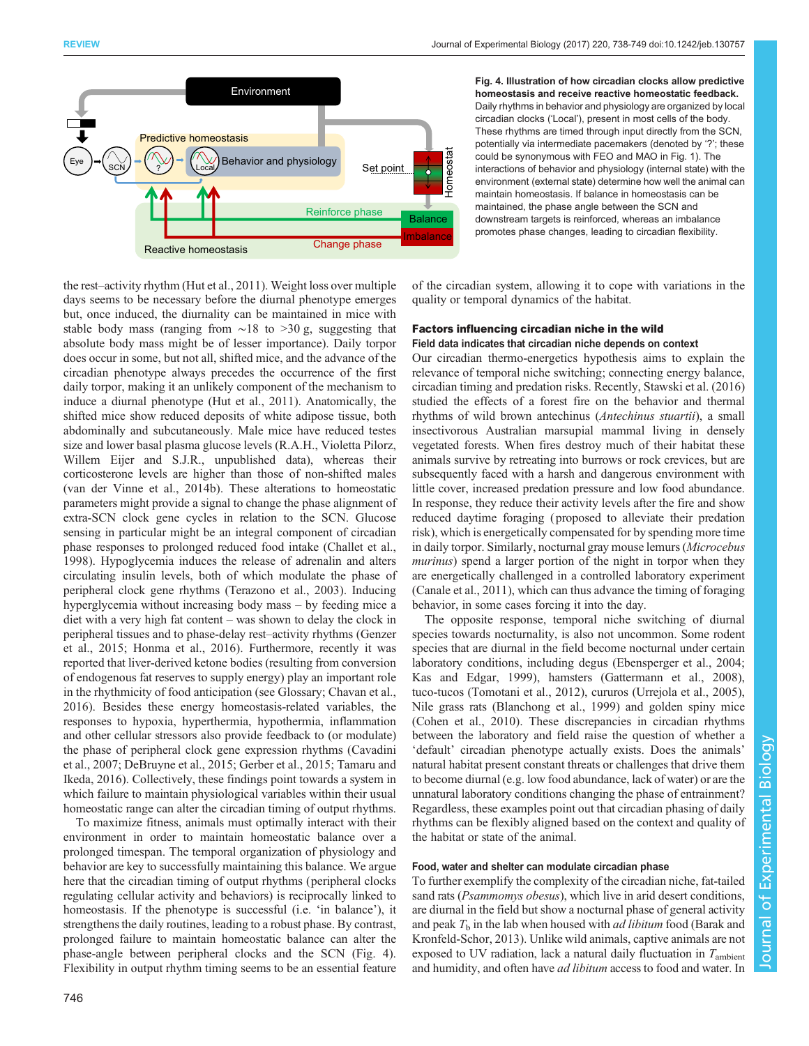Fig. 4. Illustration of how circadian clocks allow predictive homeostasis and receive reactive homeostatic feedback. Daily rhythms in behavior and physiology are organized by local circadian clocks ('Local'), present in most cells of the body. These rhythms are timed through input directly from the SCN, potentially via intermediate pacemakers (denoted by '?'; these could be synonymous with FEO and MAO in Fig. 1). The interactions of behavior and physiology (internal state) with the environment (external state) determine how well the animal can maintain homeostasis. If balance in homeostasis can be maintained, the phase angle between the SCN and downstream targets is reinforced, whereas an imbalance promotes phase changes, leading to circadian flexibility.

the rest–activity rhythm (Hut et al., 2011). Weight loss over multiple days seems to be necessary before the diurnal phenotype emerges but, once induced, the diurnality can be maintained in mice with stable body mass (ranging from ∼18 to >30 g, suggesting that absolute body mass might be of lesser importance). Daily torpor does occur in some, but not all, shifted mice, and the advance of the circadian phenotype always precedes the occurrence of the first daily torpor, making it an unlikely component of the mechanism to induce a diurnal phenotype (Hut et al., 2011). Anatomically, the shifted mice show reduced deposits of white adipose tissue, both abdominally and subcutaneously. Male mice have reduced testes size and lower basal plasma glucose levels (R.A.H., Violetta Pilorz, Willem Eijer and S.J.R., unpublished data), whereas their corticosterone levels are higher than those of non-shifted males (van der Vinne et al., 2014b). These alterations to homeostatic parameters might provide a signal to change the phase alignment of extra-SCN clock gene cycles in relation to the SCN. Glucose sensing in particular might be an integral component of circadian phase responses to prolonged reduced food intake (Challet et al., 1998). Hypoglycemia induces the release of adrenalin and alters circulating insulin levels, both of which modulate the phase of peripheral clock gene rhythms (Terazono et al., 2003). Inducing hyperglycemia without increasing body mass – by feeding mice a diet with a very high fat content – was shown to delay the clock in peripheral tissues and to phase-delay rest–activity rhythms (Genzer et al., 2015; Honma et al., 2016). Furthermore, recently it was reported that liver-derived ketone bodies (resulting from conversion of endogenous fat reserves to supply energy) play an important role in the rhythmicity of food anticipation (see Glossary; Chavan et al., 2016). Besides these energy homeostasis-related variables, the responses to hypoxia, hyperthermia, hypothermia, inflammation and other cellular stressors also provide feedback to (or modulate) the phase of peripheral clock gene expression rhythms (Cavadini et al., 2007; DeBruyne et al., 2015; Gerber et al., 2015; Tamaru and Ikeda, 2016). Collectively, these findings point towards a system in which failure to maintain physiological variables within their usual homeostatic range can alter the circadian timing of output rhythms.

To maximize fitness, animals must optimally interact with their environment in order to maintain homeostatic balance over a prolonged timespan. The temporal organization of physiology and behavior are key to successfully maintaining this balance. We argue here that the circadian timing of output rhythms (peripheral clocks regulating cellular activity and behaviors) is reciprocally linked to homeostasis. If the phenotype is successful (i.e. 'in balance'), it strengthens the daily routines, leading to a robust phase. By contrast, prolonged failure to maintain homeostatic balance can alter the phase-angle between peripheral clocks and the SCN (Fig. 4). Flexibility in output rhythm timing seems to be an essential feature of the circadian system, allowing it to cope with variations in the quality or temporal dynamics of the habitat.

## Factors influencing circadian niche in the wild

### Field data indicates that circadian niche depends on context

Our circadian thermo-energetics hypothesis aims to explain the relevance of temporal niche switching; connecting energy balance, circadian timing and predation risks. Recently, Stawski et al. (2016) studied the effects of a forest fire on the behavior and thermal rhythms of wild brown antechinus (*Antechinus stuartii*), a small insectivorous Australian marsupial mammal living in densely vegetated forests. When fires destroy much of their habitat these animals survive by retreating into burrows or rock crevices, but are subsequently faced with a harsh and dangerous environment with little cover, increased predation pressure and low food abundance. In response, they reduce their activity levels after the fire and show reduced daytime foraging (proposed to alleviate their predation risk), which is energetically compensated for by spending more time in daily torpor. Similarly, nocturnal gray mouse lemurs (*Microcebus murinus*) spend a larger portion of the night in torpor when they are energetically challenged in a controlled laboratory experiment (Canale et al., 2011), which can thus advance the timing of foraging behavior, in some cases forcing it into the day.

The opposite response, temporal niche switching of diurnal species towards nocturnality, is also not uncommon. Some rodent species that are diurnal in the field become nocturnal under certain laboratory conditions, including degus (Ebensperger et al., 2004; Kas and Edgar, 1999), hamsters (Gattermann et al., 2008), tuco-tucos (Tomotani et al., 2012), cururos (Urrejola et al., 2005), Nile grass rats (Blanchong et al., 1999) and golden spiny mice (Cohen et al., 2010). These discrepancies in circadian rhythms between the laboratory and field raise the question of whether a 'default' circadian phenotype actually exists. Does the animals' natural habitat present constant threats or challenges that drive them to become diurnal (e.g. low food abundance, lack of water) or are the unnatural laboratory conditions changing the phase of entrainment? Regardless, these examples point out that circadian phasing of daily rhythms can be flexibly aligned based on the context and quality of the habitat or state of the animal.

### Food, water and shelter can modulate circadian phase

To further exemplify the complexity of the circadian niche, fat-tailed sand rats (*Psammomys obesus*), which live in arid desert conditions, are diurnal in the field but show a nocturnal phase of general activity and peak $T_b$ in the lab when housed with *ad libitum* food (Barak and Kronfeld-Schor, 2013). Unlike wild animals, captive animals are not exposed to UV radiation, lack a natural daily fluctuation in $T_{ambient}$ and humidity, and often have *ad libitum* access to food and water. In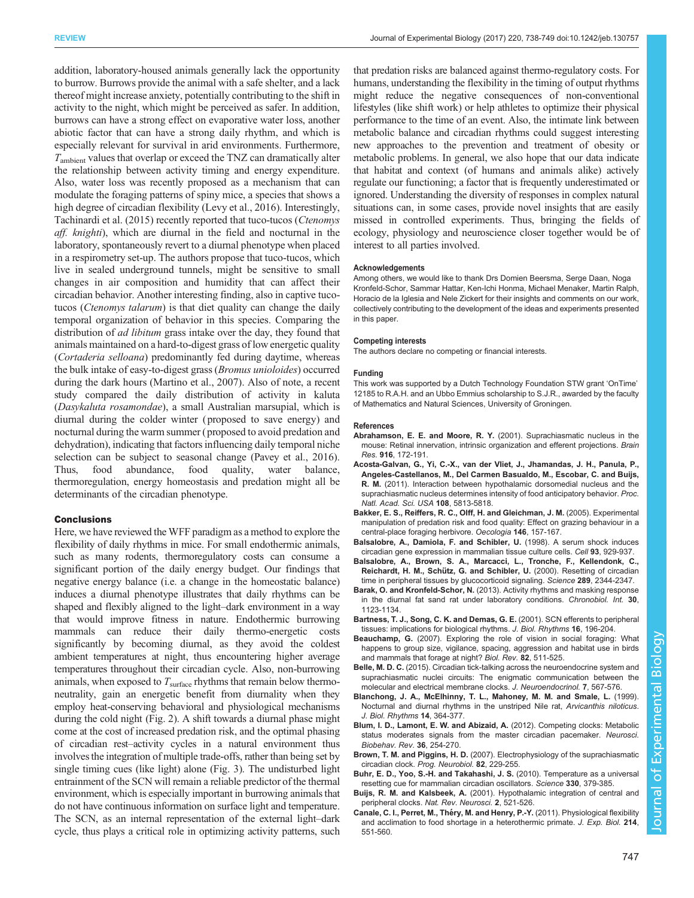addition, laboratory-housed animals generally lack the opportunity to burrow. Burrows provide the animal with a safe shelter, and a lack thereof might increase anxiety, potentially contributing to the shift in activity to the night, which might be perceived as safer. In addition, burrows can have a strong effect on evaporative water loss, another abiotic factor that can have a strong daily rhythm, and which is especially relevant for survival in arid environments. Furthermore, $T_{\mathrm{ambient}}$ values that overlap or exceed the TNZ can dramatically alter the relationship between activity timing and energy expenditure. Also, water loss was recently proposed as a mechanism that can modulate the foraging patterns of spiny mice, a species that shows a high degree of circadian flexibility (Levy et al., 2016). Interestingly, Tachinardi et al. (2015) recently reported that tuco-tucos (*Ctenomys aff. knighti*), which are diurnal in the field and nocturnal in the laboratory, spontaneously revert to a diurnal phenotype when placed in a respirometry set-up. The authors propose that tuco-tucos, which live in sealed underground tunnels, might be sensitive to small changes in air composition and humidity that can affect their circadian behavior. Another interesting finding, also in captive tuco-tucos (*Ctenomys talarum*) is that diet quality can change the daily temporal organization of behavior in this species. Comparing the distribution of *ad libitum* grass intake over the day, they found that animals maintained on a hard-to-digest grass of low energetic quality (*Cortaderia selloana*) predominantly fed during daytime, whereas the bulk intake of easy-to-digest grass (*Bromus unioloides*) occurred during the dark hours (Martino et al., 2007). Also of note, a recent study compared the daily distribution of activity in kaluta (*Dasykaluta rosamondae*), a small Australian marsupial, which is diurnal during the colder winter (proposed to save energy) and nocturnal during the warm summer (proposed to avoid predation and dehydration), indicating that factors influencing daily temporal niche selection can be subject to seasonal change (Pavey et al., 2016). Thus, food abundance, food quality, water balance, thermoregulation, energy homeostasis and predation might all be determinants of the circadian phenotype.

## Conclusions

Here, we have reviewed the WFF paradigm as a method to explore the flexibility of daily rhythms in mice. For small endothermic animals, such as many rodents, thermoregulatory costs can consume a significant portion of the daily energy budget. Our findings that negative energy balance (i.e. a change in the homeostatic balance) induces a diurnal phenotype illustrates that daily rhythms can be shaped and flexibly aligned to the light–dark environment in a way that would improve fitness in nature. Endothermic burrowing mammals can reduce their daily thermo-energetic costs significantly by becoming diurnal, as they avoid the coldest ambient temperatures at night, thus encountering higher average temperatures throughout their circadian cycle. Also, non-burrowing animals, when exposed to $T_{\mathrm{surface}}$ rhythms that remain below thermoneutrality, gain an energetic benefit from diurnality when they employ heat-conserving behavioral and physiological mechanisms during the cold night (Fig. 2). A shift towards a diurnal phase might come at the cost of increased predation risk, and the optimal phasing of circadian rest–activity cycles in a natural environment thus involves the integration of multiple trade-offs, rather than being set by single timing cues (like light) alone (Fig. 3). The undisturbed light entrainment of the SCN will remain a reliable predictor of the thermal environment, which is especially important in burrowing animals that do not have continuous information on surface light and temperature. The SCN, as an internal representation of the external light–dark cycle, thus plays a critical role in optimizing activity patterns, such that predation risks are balanced against thermo-regulatory costs. For humans, understanding the flexibility in the timing of output rhythms might reduce the negative consequences of non-conventional lifestyles (like shift work) or help athletes to optimize their physical performance to the time of an event. Also, the intimate link between metabolic balance and circadian rhythms could suggest interesting new approaches to the prevention and treatment of obesity or metabolic problems. In general, we also hope that our data indicate that habitat and context (of humans and animals alike) actively regulate our functioning; a factor that is frequently underestimated or ignored. Understanding the diversity of responses in complex natural situations can, in some cases, provide novel insights that are easily missed in controlled experiments. Thus, bringing the fields of ecology, physiology and neuroscience closer together would be of interest to all parties involved.

#### Acknowledgements

Among others, we would like to thank Drs Domien Beersma, Serge Daan, Noga Kronfeld-Schor, Sammar Hattar, Ken-Ichi Honma, Michael Menaker, Martin Ralph, Horacio de la Iglesia and Nele Zickert for their insights and comments on our work, collectively contributing to the development of the ideas and experiments presented in this paper.

#### Competing interests

The authors declare no competing or financial interests.

#### Funding

This work was supported by a Dutch Technology Foundation STW grant 'OnTime' 12185 to R.A.H. and an Ubbo Emmius scholarship to S.J.R., awarded by the faculty of Mathematics and Natural Sciences, University of Groningen.

#### References

**Abrahamson, E. E. and Moore, R. Y.** (2001). Suprachiasmatic nucleus in the mouse: Retinal innervation, intrinsic organization and efferent projections. *Brain Res.* **916**, 172-191.

**Acosta-Galvan, G., Yi, C.-X., van der Vliet, J., Jhamandas, J. H., Panula, P., Angeles-Castellanos, M., Del Carmen Basualdo, M., Escobar, C. and Buijs, R. M.** (2011). Interaction between hypothalamic dorsomedial nucleus and the suprachiasmatic nucleus determines intensity of food anticipatory behavior. *Proc. Natl. Acad. Sci. USA* **108**, 5813-5818.

**Bakker, E. S., Reiffers, R. C., Olff, H. and Gleichman, J. M.** (2005). Experimental manipulation of predation risk and food quality: Effect on grazing behaviour in a central-place foraging herbivore. *Oecologia* **146**, 157-167.

**Balsalobre, A., Damiola, F. and Schibler, U.** (1998). A serum shock induces circadian gene expression in mammalian tissue culture cells. *Cell* **93**, 929-937.

**Balsalobre, A., Brown, S. A., Marcacci, L., Tronche, F., Kellendonk, C., Reichardt, H. M., Schütz, G. and Schibler, U.** (2000). Resetting of circadian time in peripheral tissues by glucocorticoid signaling. *Science* **289**, 2344-2347.

**Barak, O. and Kronfeld-Schor, N.** (2013). Activity rhythms and masking response in the diurnal fat sand rat under laboratory conditions. *Chronobiol. Int.* **30**, 1123-1134.

**Bartness, T. J., Song, C. K. and Demas, G. E.** (2001). SCN efferents to peripheral tissues: implications for biological rhythms. *J. Biol. Rhythms* **16**, 196-204.

**Beauchamp, G.** (2007). Exploring the role of vision in social foraging: What happens to group size, vigilance, spacing, aggression and habitat use in birds and mammals that forage at night? *Biol. Rev.* **82**, 511-525.

**Belle, M. D. C.** (2015). Circadian tick-talking across the neuroendocrine system and suprachiasmatic nuclei circuits: The enigmatic communication between the molecular and electrical membrane clocks. *J. Neuroendocrinol.* **7**, 567-576.

**Blanchong, J. A., McElhinny, T. L., Mahoney, M. M. and Smale, L.** (1999). Nocturnal and diurnal rhythms in the unstriped Nile rat, *Arvicanthis niloticus*. *J. Biol. Rhythms* **14**, 364-377.

**Blum, I. D., Lamont, E. W. and Abizaid, A.** (2012). Competing clocks: Metabolic status moderates signals from the master circadian pacemaker. *Neurosci. Biobehav. Rev.* **36**, 254-270.

**Brown, T. M. and Piggins, H. D.** (2007). Electrophysiology of the suprachiasmatic circadian clock. *Prog. Neurobiol.* **82**, 229-255.

**Buhr, E. D., Yoo, S.-H. and Takahashi, J. S.** (2010). Temperature as a universal resetting cue for mammalian circadian oscillators. *Science* **330**, 379-385.

**Buijs, R. M. and Kalsbeek, A.** (2001). Hypothalamic integration of central and peripheral clocks. *Nat. Rev. Neurosci.* **2**, 521-526.

**Canale, C. I., Perret, M., Théry, M. and Henry, P.-Y.** (2011). Physiological flexibility and acclimation to food shortage in a heterothermic primate. *J. Exp. Biol.* **214**, 551-560.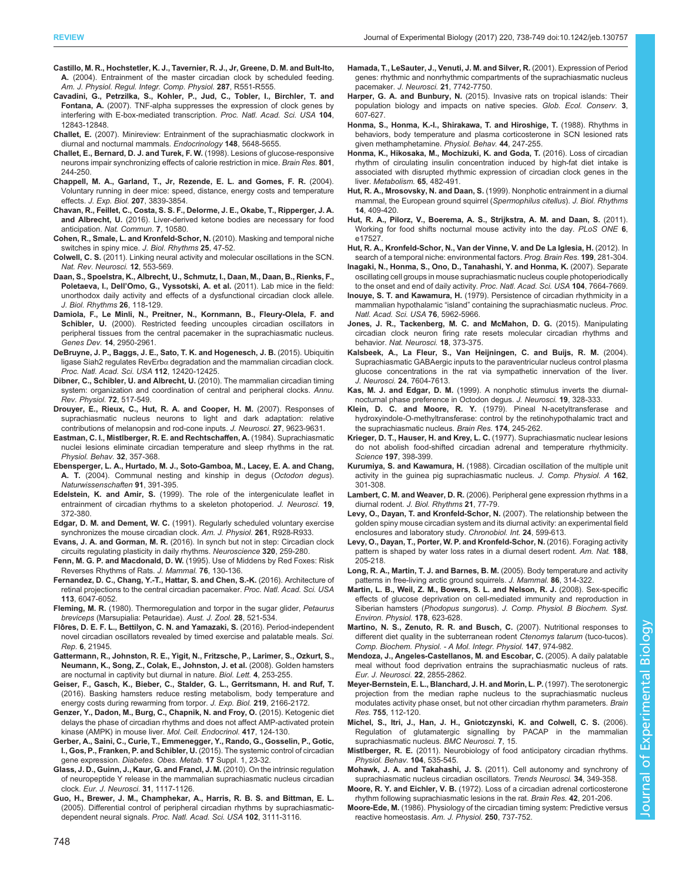**Castillo, M. R., Hochstetler, K. J., Tavernier, R. J., Jr, Greene, D. M. and Bult-Ito, A.** (2004). Entrainment of the master circadian clock by scheduled feeding. *Am. J. Physiol. Regul. Integr. Comp. Physiol.* **287**, R551-R555.

**Cavadini, G., Petrzilka, S., Kohler, P., Jud, C., Tobler, I., Birchler, T. and Fontana, A.** (2007). TNF-alpha suppresses the expression of clock genes by interfering with E-box-mediated transcription. *Proc. Natl. Acad. Sci. USA* **104**, 12843-12848.

**Challet, E.** (2007). Minireview: Entrainment of the suprachiasmatic clockwork in diurnal and nocturnal mammals. *Endocrinology* **148**, 5648-5655.

**Challet, E., Bernard, D. J. and Turek, F. W.** (1998). Lesions of glucose-responsive neurons impair synchronizing effects of calorie restriction in mice. *Brain Res.* **801**, 244-250.

**Chappell, M. A., Garland, T., Jr, Rezende, E. L. and Gomes, F. R.** (2004). Voluntary running in deer mice: speed, distance, energy costs and temperature effects. *J. Exp. Biol.* **207**, 3839-3854.

**Chavan, R., Feillet, C., Costa, S. S. F., Delorme, J. E., Okabe, T., Ripperger, J. A. and Albrecht, U.** (2016). Liver-derived ketone bodies are necessary for food anticipation. *Nat. Commun.* **7**, 10580.

**Cohen, R., Smale, L. and Kronfeld-Schor, N.** (2010). Masking and temporal niche switches in spiny mice. *J. Biol. Rhythms* **25**, 47-52.

**Colwell, C. S.** (2011). Linking neural activity and molecular oscillations in the SCN. *Nat. Rev. Neurosci.* **12**, 553-569.

**Daan, S., Spoelstra, K., Albrecht, U., Schmutz, I., Daan, M., Daan, B., Rienks, F., Poletaeva, I., Dell'Omo, G., Vyssotski, A. et al.** (2011). Lab mice in the field: unorthodox daily activity and effects of a dysfunctional circadian clock allele. *J. Biol. Rhythms* **26**, 118-129.

**Damiola, F., Le Minli, N., Preitner, N., Kornmann, B., Fleury-Olela, F. and Schibler, U.** (2000). Restricted feeding uncouples circadian oscillators in peripheral tissues from the central pacemaker in the suprachiasmatic nucleus. *Genes Dev.* **14**, 2950-2961.

**DeBruyne, J. P., Baggs, J. E., Sato, T. K. and Hogenesch, J. B.** (2015). Ubiquitin ligase Siah2 regulates RevErbα degradation and the mammalian circadian clock. *Proc. Natl. Acad. Sci. USA* **112**, 12420-12425.

**Dibner, C., Schibler, U. and Albrecht, U.** (2010). The mammalian circadian timing system: organization and coordination of central and peripheral clocks. *Annu. Rev. Physiol.* **72**, 517-549.

**Drouyer, E., Rieux, C., Hut, R. A. and Cooper, H. M.** (2007). Responses of suprachiasmatic nucleus neurons to light and dark adaptation: relative contributions of melanopsin and rod-cone inputs. *J. Neurosci.* **27**, 9623-9631.

**Eastman, C. I., Mistlberger, R. E. and Rechtschaffen, A.** (1984). Suprachiasmatic nuclei lesions eliminate circadian temperature and sleep rhythms in the rat. *Physiol. Behav.* **32**, 357-368.

**Ebensperger, L. A., Hurtado, M. J., Soto-Gamboa, M., Lacey, E. A. and Chang, A. T.** (2004). Communal nesting and kinship in degus (*Octodon degus*). *Naturwissenschaften* **91**, 391-395.

**Edelstein, K. and Amir, S.** (1999). The role of the intergeniculate leaflet in entrainment of circadian rhythms to a skeleton photoperiod. *J. Neurosci.* **19**, 372-380.

**Edgar, D. M. and Dement, W. C.** (1991). Regularly scheduled voluntary exercise synchronizes the mouse circadian clock. *Am. J. Physiol.* **261**, R928-R933.

**Evans, J. A. and Gorman, M. R.** (2016). In synch but not in step: Circadian clock circuits regulating plasticity in daily rhythms. *Neuroscience* **320**, 259-280.

**Fenn, M. G. P. and Macdonald, D. W.** (1995). Use of Middens by Red Foxes: Risk Reverses Rhythms of Rats. *J. Mammal.* **76**, 130-136.

**Fernandez, D. C., Chang, Y.-T., Hattar, S. and Chen, S.-K.** (2016). Architecture of retinal projections to the central circadian pacemaker. *Proc. Natl. Acad. Sci. USA* **113**, 6047-6052.

**Fleming, M. R.** (1980). Thermoregulation and torpor in the sugar glider, *Petaurus breviceps* (Marsupialia: Petauridae). *Aust. J. Zool.* **28**, 521-534.

**Flôres, D. E. F. L., Bettilyon, C. N. and Yamazaki, S.** (2016). Period-independent novel circadian oscillators revealed by timed exercise and palatable meals. *Sci. Rep.* **6**, 21945.

**Gattermann, R., Johnston, R. E., Yigit, N., Fritzsche, P., Larimer, S., Ozkurt, S., Neumann, K., Song, Z., Colak, E., Johnston, J. et al.** (2008). Golden hamsters are nocturnal in captivity but diurnal in nature. *Biol. Lett.* **4**, 253-255.

**Geiser, F., Gasch, K., Bieber, C., Stalder, G. L., Gerritsmann, H. and Ruf, T.** (2016). Basking hamsters reduce resting metabolism, body temperature and energy costs during rewarming from torpor. *J. Exp. Biol.* **219**, 2166-2172.

**Genzer, Y., Dadon, M., Burg, C., Chapnik, N. and Froy, O.** (2015). Ketogenic diet delays the phase of circadian rhythms and does not affect AMP-activated protein kinase (AMPK) in mouse liver. *Mol. Cell. Endocrinol.* **417**, 124-130.

**Gerber, A., Saini, C., Curie, T., Emmenegger, Y., Rando, G., Gosselin, P., Gotic, I., Gos, P., Franken, P. and Schibler, U.** (2015). The systemic control of circadian gene expression. *Diabetes. Obes. Metab.* **17** Suppl. 1, 23-32.

**Glass, J. D., Guinn, J., Kaur, G. and Francl, J. M.** (2010). On the intrinsic regulation of neuropeptide Y release in the mammalian suprachiasmatic nucleus circadian clock. *Eur. J. Neurosci.* **31**, 1117-1126.

**Guo, H., Brewer, J. M., Champhekar, A., Harris, R. B. S. and Bittman, E. L.** (2005). Differential control of peripheral circadian rhythms by suprachiasmatic-dependent neural signals. *Proc. Natl. Acad. Sci. USA* **102**, 3111-3116.

**Hamada, T., LeSauter, J., Venuti, J. M. and Silver, R.** (2001). Expression of Period genes: rhythmic and nonrhythmic compartments of the suprachiasmatic nucleus pacemaker. *J. Neurosci.* **21**, 7742-7750.

**Harper, G. A. and Bunbury, N.** (2015). Invasive rats on tropical islands: Their population biology and impacts on native species. *Glob. Ecol. Conserv.* **3**, 607-627.

**Honma, S., Honma, K.-I., Shirakawa, T. and Hiroshige, T.** (1988). Rhythms in behaviors, body temperature and plasma corticosterone in SCN lesioned rats given methamphetamine. *Physiol. Behav.* **44**, 247-255.

**Honma, K., Hikosaka, M., Mochizuki, K. and Goda, T.** (2016). Loss of circadian rhythm of circulating insulin concentration induced by high-fat diet intake is associated with disrupted rhythmic expression of circadian clock genes in the liver. *Metabolism.* **65**, 482-491.

**Hut, R. A., Mrosovsky, N. and Daan, S.** (1999). Nonphotic entrainment in a diurnal mammal, the European ground squirrel (*Spermophilus citellus*). *J. Biol. Rhythms* **14**, 409-420.

**Hut, R. A., Pilorz, V., Boerema, A. S., Strijkstra, A. M. and Daan, S.** (2011). Working for food shifts nocturnal mouse activity into the day. *PLoS ONE* **6**, e17527.

**Hut, R. A., Kronfeld-Schor, N., Van der Vinne, V. and De La Iglesia, H.** (2012). In search of a temporal niche: environmental factors. *Prog. Brain Res.* **199**, 281-304.

**Inagaki, N., Honma, S., Ono, D., Tanahashi, Y. and Honma, K.** (2007). Separate oscillating cell groups in mouse suprachiasmatic nucleus couple photoperiodically to the onset and end of daily activity. *Proc. Natl. Acad. Sci. USA* **104**, 7664-7669.

**Inouye, S. T. and Kawamura, H.** (1979). Persistence of circadian rhythmicity in a mammalian hypothalamic "island" containing the suprachiasmatic nucleus. *Proc. Natl. Acad. Sci. USA* **76**, 5962-5966.

**Jones, J. R., Tackenberg, M. C. and McMahon, D. G.** (2015). Manipulating circadian clock neuron firing rate resets molecular circadian rhythms and behavior. *Nat. Neurosci.* **18**, 373-375.

**Kalsbeek, A., La Fleur, S., Van Heijningen, C. and Buijs, R. M.** (2004). Suprachiasmatic GABAergic inputs to the paraventricular nucleus control plasma glucose concentrations in the rat via sympathetic innervation of the liver. *J. Neurosci.* **24**, 7604-7613.

**Kas, M. J. and Edgar, D. M.** (1999). A nonphotic stimulus inverts the diurnal-nocturnal phase preference in Octodon degus. *J. Neurosci.* **19**, 328-333.

**Klein, D. C. and Moore, R. Y.** (1979). Pineal N-acetyltransferase and hydroxyindole-O-methyltransferase: control by the retinohypothalamic tract and the suprachiasmatic nucleus. *Brain Res.* **174**, 245-262.

**Krieger, D. T., Hauser, H. and Krey, L. C.** (1977). Suprachiasmatic nuclear lesions do not abolish food-shifted circadian adrenal and temperature rhythmicity. *Science* **197**, 398-399.

**Kurumiya, S. and Kawamura, H.** (1988). Circadian oscillation of the multiple unit activity in the guinea pig suprachiasmatic nucleus. *J. Comp. Physiol. A* **162**, 301-308.

**Lambert, C. M. and Weaver, D. R.** (2006). Peripheral gene expression rhythms in a diurnal rodent. *J. Biol. Rhythms* **21**, 77-79.

**Levy, O., Dayan, T. and Kronfeld-Schor, N.** (2007). The relationship between the golden spiny mouse circadian system and its diurnal activity: an experimental field enclosures and laboratory study. *Chronobiol. Int.* **24**, 599-613.

**Levy, O., Dayan, T., Porter, W. P. and Kronfeld-Schor, N.** (2016). Foraging activity pattern is shaped by water loss rates in a diurnal desert rodent. *Am. Nat.* **188**, 205-218.

**Long, R. A., Martin, T. J. and Barnes, B. M.** (2005). Body temperature and activity patterns in free-living arctic ground squirrels. *J. Mammal.* **86**, 314-322.

**Martin, L. B., Weil, Z. M., Bowers, S. L. and Nelson, R. J.** (2008). Sex-specific effects of glucose deprivation on cell-mediated immunity and reproduction in Siberian hamsters (*Phodopus sungorus*). *J. Comp. Physiol. B Biochem. Syst. Environ. Physiol.* **178**, 623-628.

**Martino, N. S., Zenuto, R. R. and Busch, C.** (2007). Nutritional responses to different diet quality in the subterranean rodent *Ctenomys talarum* (tuco-tucos). *Comp. Biochem. Physiol. - A Mol. Integr. Physiol.* **147**, 974-982.

**Mendoza, J., Angeles-Castellanos, M. and Escobar, C.** (2005). A daily palatable meal without food deprivation entrains the suprachiasmatic nucleus of rats. *Eur. J. Neurosci.* **22**, 2855-2862.

**Meyer-Bernstein, E. L., Blanchard, J. H. and Morin, L. P.** (1997). The serotonergic projection from the median raphe nucleus to the suprachiasmatic nucleus modulates activity phase onset, but not other circadian rhythm parameters. *Brain Res.* **755**, 112-120.

**Michel, S., Itri, J., Han, J. H., Gniotczynski, K. and Colwell, C. S.** (2006). Regulation of glutamatergic signalling by PACAP in the mammalian suprachiasmatic nucleus. *BMC Neurosci.* **7**, 15.

**Mistlberger, R. E.** (2011). Neurobiology of food anticipatory circadian rhythms. *Physiol. Behav.* **104**, 535-545.

**Mohawk, J. A. and Takahashi, J. S.** (2011). Cell autonomy and synchrony of suprachiasmatic nucleus circadian oscillators. *Trends Neurosci.* **34**, 349-358.

**Moore, R. Y. and Eichler, V. B.** (1972). Loss of a circadian adrenal corticosterone rhythm following suprachiasmatic lesions in the rat. *Brain Res.* **42**, 201-206.

**Moore-Ede, M.** (1986). Physiology of the circadian timing system: Predictive versus reactive homeostasis. *Am. J. Physiol.* **250**, 737-752.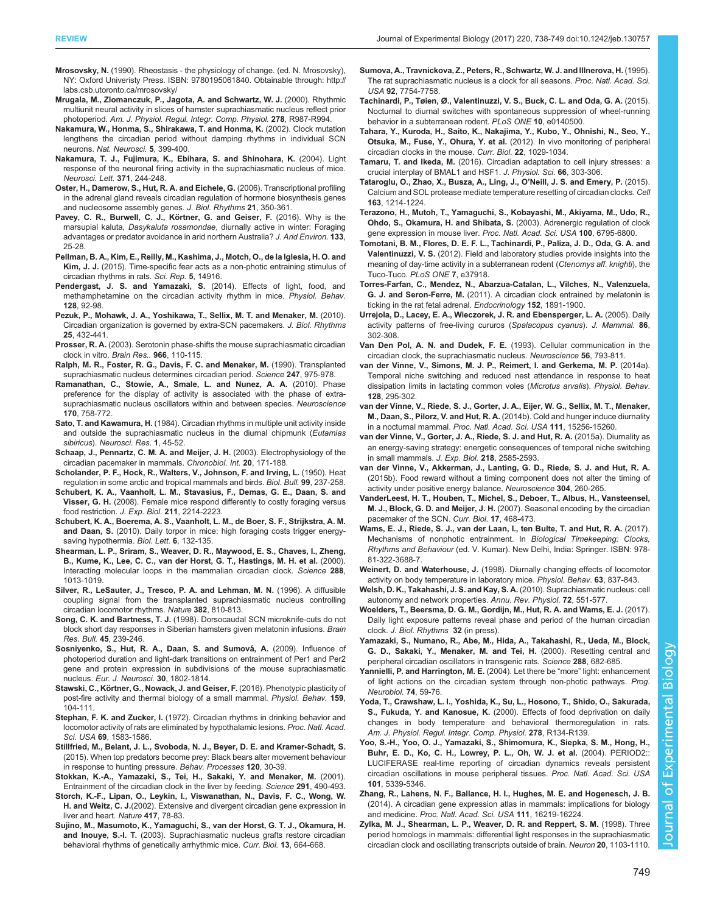**Mrosovsky, N.** (1990). Rheostasis - the physiology of change. (ed. N. Mrosovsky), NY: Oxford Univeristy Press. ISBN: 9780195061840. Obtainable through: http://labs.csb.utoronto.ca/mrosovsky/

**Mrugala, M., Zlomanczuk, P., Jagota, A. and Schwartz, W. J.** (2000). Rhythmic multiunit neural activity in slices of hamster suprachiasmatic nucleus reflect prior photoperiod. *Am. J. Physiol. Regul. Integr. Comp. Physiol.* **278**, R987-R994.

**Nakamura, W., Honma, S., Shirakawa, T. and Honma, K.** (2002). Clock mutation lengthens the circadian period without damping rhythms in individual SCN neurons. *Nat. Neurosci.* **5**, 399-400.

**Nakamura, T. J., Fujimura, K., Ebihara, S. and Shinohara, K.** (2004). Light response of the neuronal firing activity in the suprachiasmatic nucleus of mice. *Neurosci. Lett.* **371**, 244-248.

**Oster, H., Damerow, S., Hut, R. A. and Eichele, G.** (2006). Transcriptional profiling in the adrenal gland reveals circadian regulation of hormone biosynthesis genes and nucleosome assembly genes. *J. Biol. Rhythms* **21**, 350-361.

**Pavey, C. R., Burwell, C. J., Körtner, G. and Geiser, F.** (2016). Why is the marsupial kaluta, *Dasykaluta rosamondae*, diurnally active in winter: Foraging advantages or predator avoidance in arid northern Australia? *J. Arid Environ.* **133**, 25-28.

**Pellman, B. A., Kim, E., Reilly, M., Kashima, J., Motch, O., de la Iglesia, H. O. and Kim, J. J.** (2015). Time-specific fear acts as a non-photic entraining stimulus of circadian rhythms in rats. *Sci. Rep.* **5**, 14916.

**Pendergast, J. S. and Yamazaki, S.** (2014). Effects of light, food, and methamphetamine on the circadian activity rhythm in mice. *Physiol. Behav.* **128**, 92-98.

**Pezuk, P., Mohawk, J. A., Yoshikawa, T., Sellix, M. T. and Menaker, M.** (2010). Circadian organization is governed by extra-SCN pacemakers. *J. Biol. Rhythms* **25**, 432-441.

**Prosser, R. A.** (2003). Serotonin phase-shifts the mouse suprachiasmatic circadian clock in vitro. *Brain Res.*. **966**, 110-115.

**Ralph, M. R., Foster, R. G., Davis, F. C. and Menaker, M.** (1990). Transplanted suprachiasmatic nucleus determines circadian period. *Science* **247**, 975-978.

**Ramanathan, C., Stowie, A., Smale, L. and Nunez, A. A.** (2010). Phase preference for the display of activity is associated with the phase of extra-suprachiasmatic nucleus oscillators within and between species. *Neuroscience* **170**, 758-772.

**Sato, T. and Kawamura, H.** (1984). Circadian rhythms in multiple unit activity inside and outside the suprachiasmatic nucleus in the diurnal chipmunk (*Eutamias sibiricus*). *Neurosci. Res.* **1**, 45-52.

**Schaap, J., Pennartz, C. M. A. and Meijer, J. H.** (2003). Electrophysiology of the circadian pacemaker in mammals. *Chronobiol. Int.* **20**, 171-188.

**Scholander, P. F., Hock, R., Walters, V., Johnson, F. and Irving, L.** (1950). Heat regulation in some arctic and tropical mammals and birds. *Biol. Bull.* **99**, 237-258.

**Schubert, K. A., Vaanholt, L. M., Stavasius, F., Demas, G. E., Daan, S. and Visser, G. H.** (2008). Female mice respond differently to costly foraging versus food restriction. *J. Exp. Biol.* **211**, 2214-2223.

**Schubert, K. A., Boerema, A. S., Vaanholt, L. M., de Boer, S. F., Strijkstra, A. M. and Daan, S.** (2010). Daily torpor in mice: high foraging costs trigger energy-saving hypothermia. *Biol. Lett.* **6**, 132-135.

**Shearman, L. P., Sriram, S., Weaver, D. R., Maywood, E. S., Chaves, I., Zheng, B., Kume, K., Lee, C. C., van der Horst, G. T., Hastings, M. H. et al.** (2000). Interacting molecular loops in the mammalian circadian clock. *Science* **288**, 1013-1019.

**Silver, R., LeSauter, J., Tresco, P. A. and Lehman, M. N.** (1996). A diffusible coupling signal from the transplanted suprachiasmatic nucleus controlling circadian locomotor rhythms. *Nature* **382**, 810-813.

**Song, C. K. and Bartness, T. J.** (1998). Dorsocaudal SCN microknife-cuts do not block short day responses in Siberian hamsters given melatonin infusions. *Brain Res. Bull.* **45**, 239-246.

**Sosniyenko, S., Hut, R. A., Daan, S. and Sumová, A.** (2009). Influence of photoperiod duration and light-dark transitions on entrainment of Per1 and Per2 gene and protein expression in subdivisions of the mouse suprachiasmatic nucleus. *Eur. J. Neurosci.* **30**, 1802-1814.

**Stawski, C., Körtner, G., Nowack, J. and Geiser, F.** (2016). Phenotypic plasticity of post-fire activity and thermal biology of a small mammal. *Physiol. Behav.* **159**, 104-111.

**Stephan, F. K. and Zucker, I.** (1972). Circadian rhythms in drinking behavior and locomotor activity of rats are eliminated by hypothalamic lesions. *Proc. Natl. Acad. Sci. USA* **69**, 1583-1586.

**Stillfried, M., Belant, J. L., Svoboda, N. J., Beyer, D. E. and Kramer-Schadt, S.** (2015). When top predators become prey: Black bears alter movement behaviour in response to hunting pressure. *Behav. Processes* **120**, 30-39.

**Stokkan, K.-A., Yamazaki, S., Tei, H., Sakaki, Y. and Menaker, M.** (2001). Entrainment of the circadian clock in the liver by feeding. *Science* **291**, 490-493.

**Storch, K.-F., Lipan, O., Leykin, I., Viswanathan, N., Davis, F. C., Wong, W. H. and Weitz, C. J.**(2002). Extensive and divergent circadian gene expression in liver and heart. *Nature* **417**, 78-83.

**Sujino, M., Masumoto, K., Yamaguchi, S., van der Horst, G. T. J., Okamura, H. and Inouye, S.-I. T.** (2003). Suprachiasmatic nucleus grafts restore circadian behavioral rhythms of genetically arrhythmic mice. *Curr. Biol.* **13**, 664-668.

**Sumova, A., Travnickova, Z., Peters, R., Schwartz, W. J. and Illnerova, H.** (1995). The rat suprachiasmatic nucleus is a clock for all seasons. *Proc. Natl. Acad. Sci. USA* **92**, 7754-7758.

**Tachinardi, P., Tøien, Ø., Valentinuzzi, V. S., Buck, C. L. and Oda, G. A.** (2015). Nocturnal to diurnal switches with spontaneous suppression of wheel-running behavior in a subterranean rodent. *PLoS ONE* **10**, e0140500.

**Tahara, Y., Kuroda, H., Saito, K., Nakajima, Y., Kubo, Y., Ohnishi, N., Seo, Y., Otsuka, M., Fuse, Y., Ohura, Y. et al.** (2012). In vivo monitoring of peripheral circadian clocks in the mouse. *Curr. Biol.* **22**, 1029-1034.

**Tamaru, T. and Ikeda, M.** (2016). Circadian adaptation to cell injury stresses: a crucial interplay of BMAL1 and HSF1. *J. Physiol. Sci.* **66**, 303-306.

**Tataroglu, O., Zhao, X., Busza, A., Ling, J., O'Neill, J. S. and Emery, P.** (2015). Calcium and SOL protease mediate temperature resetting of circadian clocks. *Cell* **163**, 1214-1224.

**Terazono, H., Mutoh, T., Yamaguchi, S., Kobayashi, M., Akiyama, M., Udo, R., Ohdo, S., Okamura, H. and Shibata, S.** (2003). Adrenergic regulation of clock gene expression in mouse liver. *Proc. Natl. Acad. Sci. USA* **100**, 6795-6800.

**Tomotani, B. M., Flores, D. E. F. L., Tachinardi, P., Paliza, J. D., Oda, G. A. and Valentinuzzi, V. S.** (2012). Field and laboratory studies provide insights into the meaning of day-time activity in a subterranean rodent (*Ctenomys aff. knighti*), the Tuco-Tuco. *PLoS ONE* **7**, e37918.

**Torres-Farfan, C., Mendez, N., Abarzua-Catalan, L., Vilches, N., Valenzuela, G. J. and Seron-Ferre, M.** (2011). A circadian clock entrained by melatonin is ticking in the rat fetal adrenal. *Endocrinology* **152**, 1891-1900.

**Urrejola, D., Lacey, E. A., Wieczorek, J. R. and Ebensperger, L. A.** (2005). Daily activity patterns of free-living cururos (*Spalacopus cyanus*). *J. Mammal.* **86**, 302-308.

**Van Den Pol, A. N. and Dudek, F. E.** (1993). Cellular communication in the circadian clock, the suprachiasmatic nucleus. *Neuroscience* **56**, 793-811.

**van der Vinne, V., Simons, M. J. P., Reimert, I. and Gerkema, M. P.** (2014a). Temporal niche switching and reduced nest attendance in response to heat dissipation limits in lactating common voles (*Microtus arvalis*). *Physiol. Behav.* **128**, 295-302.

**van der Vinne, V., Riede, S. J., Gorter, J. A., Eijer, W. G., Sellix, M. T., Menaker, M., Daan, S., Pilorz, V. and Hut, R. A.** (2014b). Cold and hunger induce diurnality in a nocturnal mammal. *Proc. Natl. Acad. Sci. USA* **111**, 15256-15260.

**van der Vinne, V., Gorter, J. A., Riede, S. J. and Hut, R. A.** (2015a). Diurnality as an energy-saving strategy: energetic consequences of temporal niche switching in small mammals. *J. Exp. Biol.* **218**, 2585-2593.

**van der Vinne, V., Akkerman, J., Lanting, G. D., Riede, S. J. and Hut, R. A.** (2015b). Food reward without a timing component does not alter the timing of activity under positive energy balance. *Neuroscience* **304**, 260-265.

**VanderLeest, H. T., Houben, T., Michel, S., Deboer, T., Albus, H., Vansteensel, M. J., Block, G. D. and Meijer, J. H.** (2007). Seasonal encoding by the circadian pacemaker of the SCN. *Curr. Biol.* **17**, 468-473.

**Wams, E. J., Riede, S. J., van der Laan, I., ten Bulte, T. and Hut, R. A.** (2017). Mechanisms of nonphotic entrainment. In *Biological Timekeeping: Clocks, Rhythms and Behaviour* (ed. V. Kumar). New Delhi, India: Springer. ISBN: 978-81-322-3688-7.

**Weinert, D. and Waterhouse, J.** (1998). Diurnally changing effects of locomotor activity on body temperature in laboratory mice. *Physiol. Behav.* **63**, 837-843.

**Welsh, D. K., Takahashi, J. S. and Kay, S. A.** (2010). Suprachiasmatic nucleus: cell autonomy and network properties. *Annu. Rev. Physiol.* **72**, 551-577.

**Woelders, T., Beersma, D. G. M., Gordijn, M., Hut, R. A. and Wams, E. J.** (2017). Daily light exposure patterns reveal phase and period of the human circadian clock. *J. Biol. Rhythms* **32** (in press).

**Yamazaki, S., Numano, R., Abe, M., Hida, A., Takahashi, R., Ueda, M., Block, G. D., Sakaki, Y., Menaker, M. and Tei, H.** (2000). Resetting central and peripheral circadian oscillators in transgenic rats. *Science* **288**, 682-685.

**Yannielli, P. and Harrington, M. E.** (2004). Let there be "more" light: enhancement of light actions on the circadian system through non-photic pathways. *Prog. Neurobiol.* **74**, 59-76.

**Yoda, T., Crawshaw, L. I., Yoshida, K., Su, L., Hosono, T., Shido, O., Sakurada, S., Fukuda, Y. and Kanosue, K.** (2000). Effects of food deprivation on daily changes in body temperature and behavioral thermoregulation in rats. *Am. J. Physiol. Regul. Integr. Comp. Physiol.* **278**, R134-R139.

**Yoo, S.-H., Yoo, O. J., Yamazaki, S., Shimomura, K., Siepka, S. M., Hong, H., Buhr, E. D., Ko, C. H., Lowrey, P. L., Oh, W. J. et al.** (2004). PERIOD2::LUCIFERASE real-time reporting of circadian dynamics reveals persistent circadian oscillations in mouse peripheral tissues. *Proc. Natl. Acad. Sci. USA* **101**, 5339-5346.

**Zhang, R., Lahens, N. F., Ballance, H. I., Hughes, M. E. and Hogenesch, J. B.** (2014). A circadian gene expression atlas in mammals: implications for biology and medicine. *Proc. Natl. Acad. Sci. USA* **111**, 16219-16224.

**Zylka, M. J., Shearman, L. P., Weaver, D. R. and Reppert, S. M.** (1998). Three period homologs in mammals: differential light responses in the suprachiasmatic circadian clock and oscillating transcripts outside of brain. *Neuron* **20**, 1103-1110.